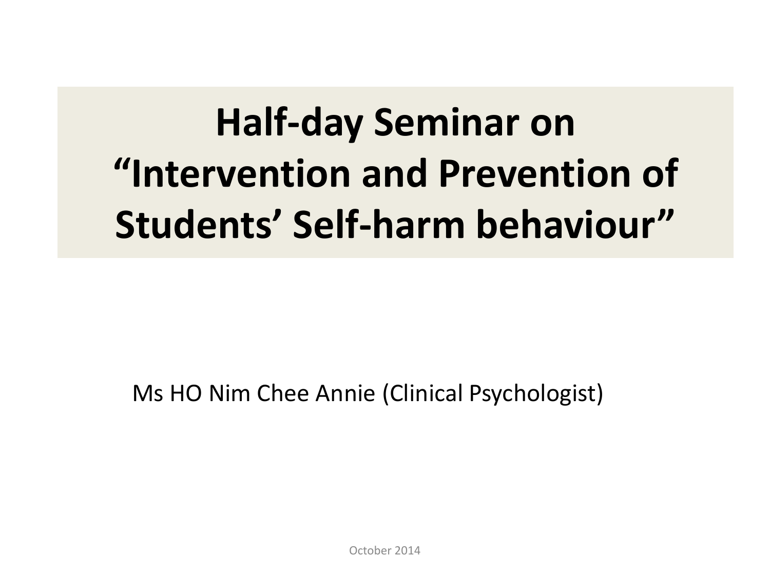# Half-day Seminar on "Intervention and Prevention of Students' Self-harm behaviour"

Ms HO Nim Chee Annie (Clinical Psychologist)

October 2014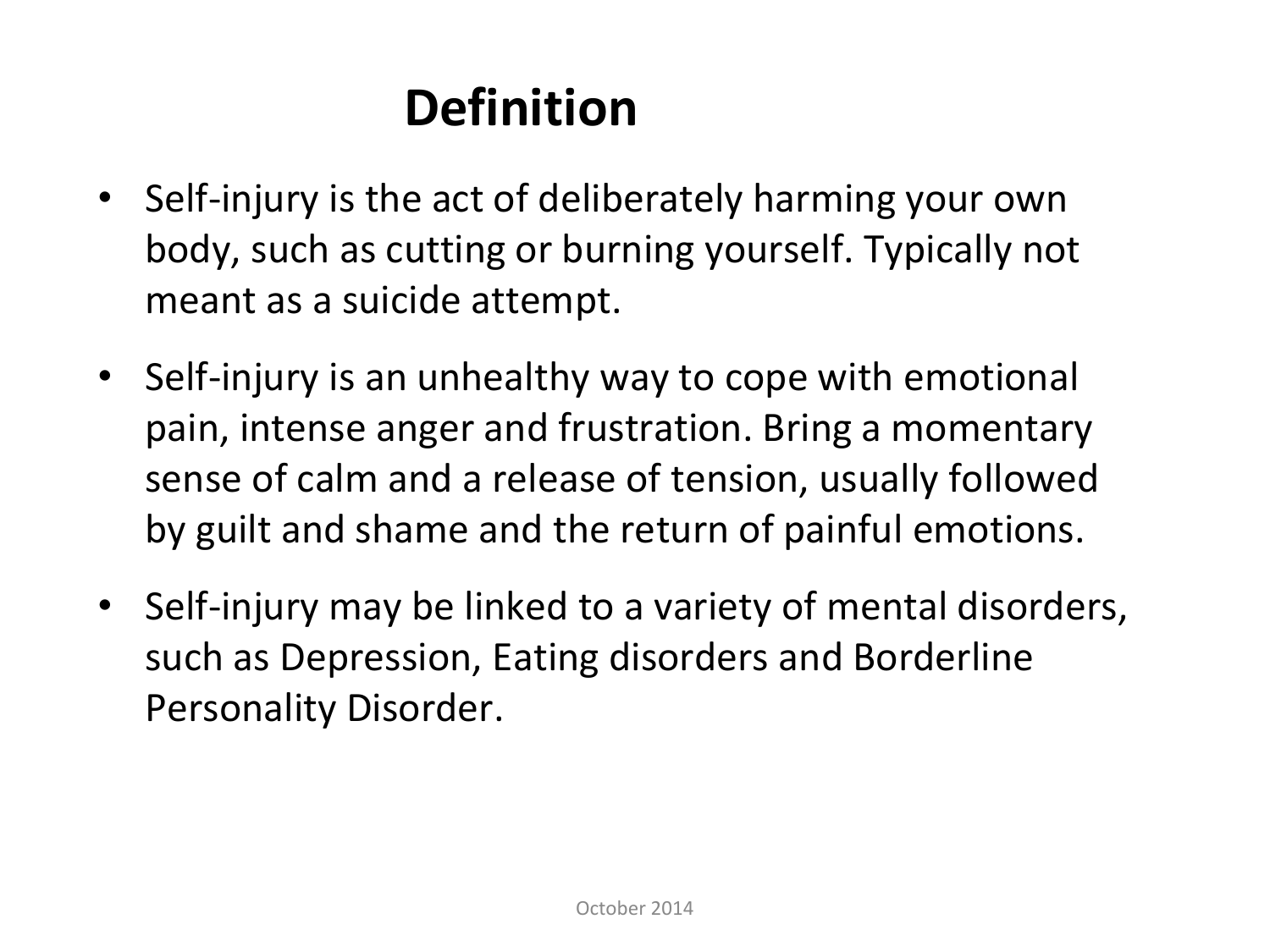# Definition

- Self-injury is the act of deliberately harming your own body, such as cutting or burning yourself. Typically not meant as a suicide attempt.
- Self-injury is an unhealthy way to cope with emotional pain, intense anger and frustration. Bring a momentary sense of calm and a release of tension, usually followed by guilt and shame and the return of painful emotions.
- Self-injury may be linked to a variety of mental disorders, such as Depression, Eating disorders and Borderline Personality Disorder.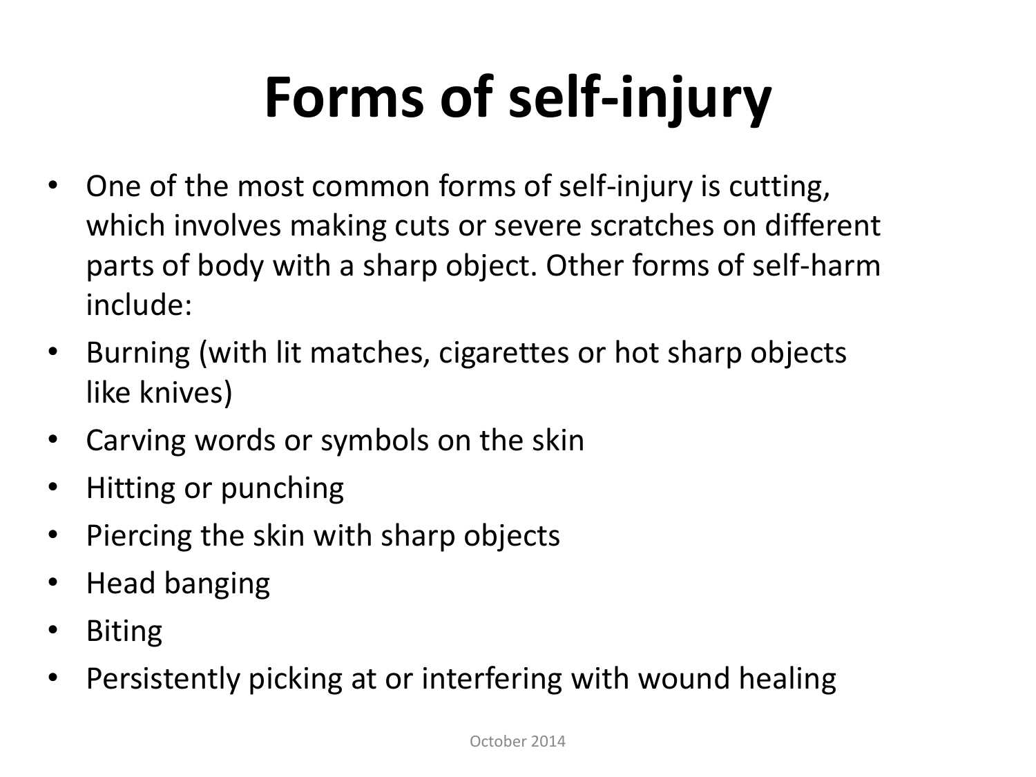# Forms of self-injury

- One of the most common forms of self-injury is cutting, which involves making cuts or severe scratches on different parts of body with a sharp object. Other forms of self-harm include:
- Burning (with lit matches, cigarettes or hot sharp objects like knives)
- Carving words or symbols on the skin
- Hitting or punching
- Piercing the skin with sharp objects
- Head banging
- Biting
- Persistently picking at or interfering with wound healing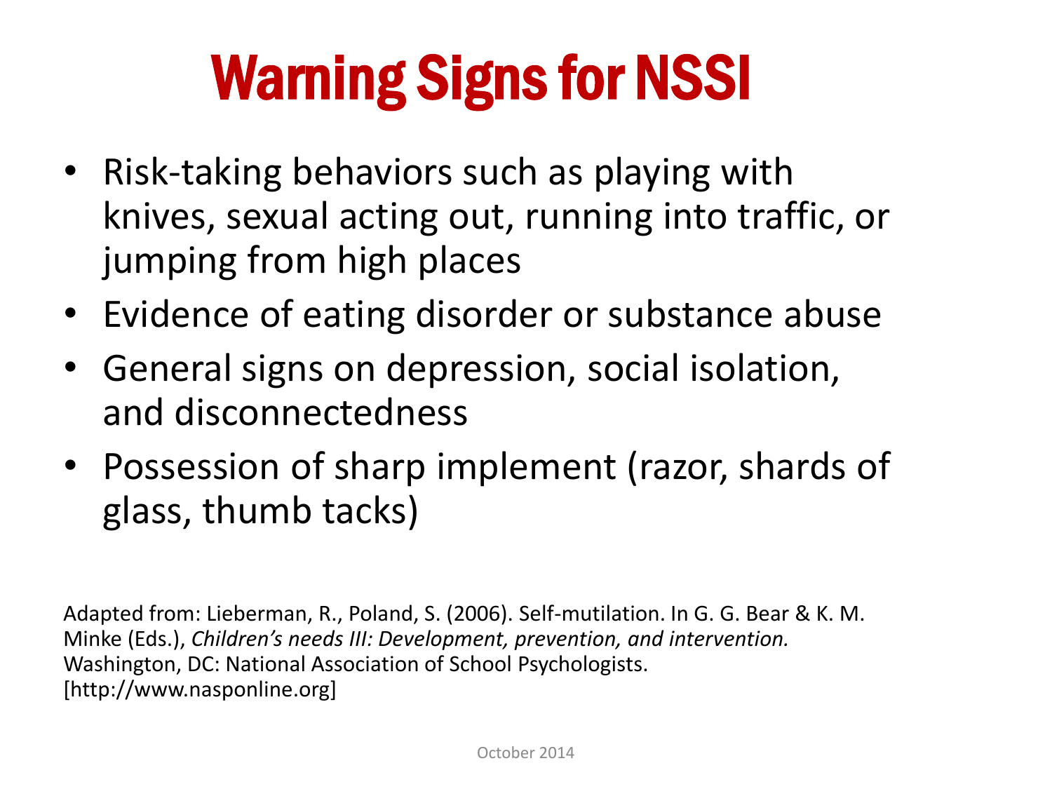# Warning Signs for NSSI

- Risk-taking behaviors such as playing with knives, sexual acting out, running into traffic, or jumping from high places
- Evidence of eating disorder or substance abuse
- General signs on depression, social isolation, and disconnectedness
- Possession of sharp implement (razor, shards of glass, thumb tacks)

Adapted from: Lieberman, R., Poland, S. (2006). Self-mutilation. In G. G. Bear & K. M. Minke (Eds.), *Children's needs III: Development, prevention, and intervention.* Washington, DC: National Association of School Psychologists. [http://www.nasponline.org]

October 2014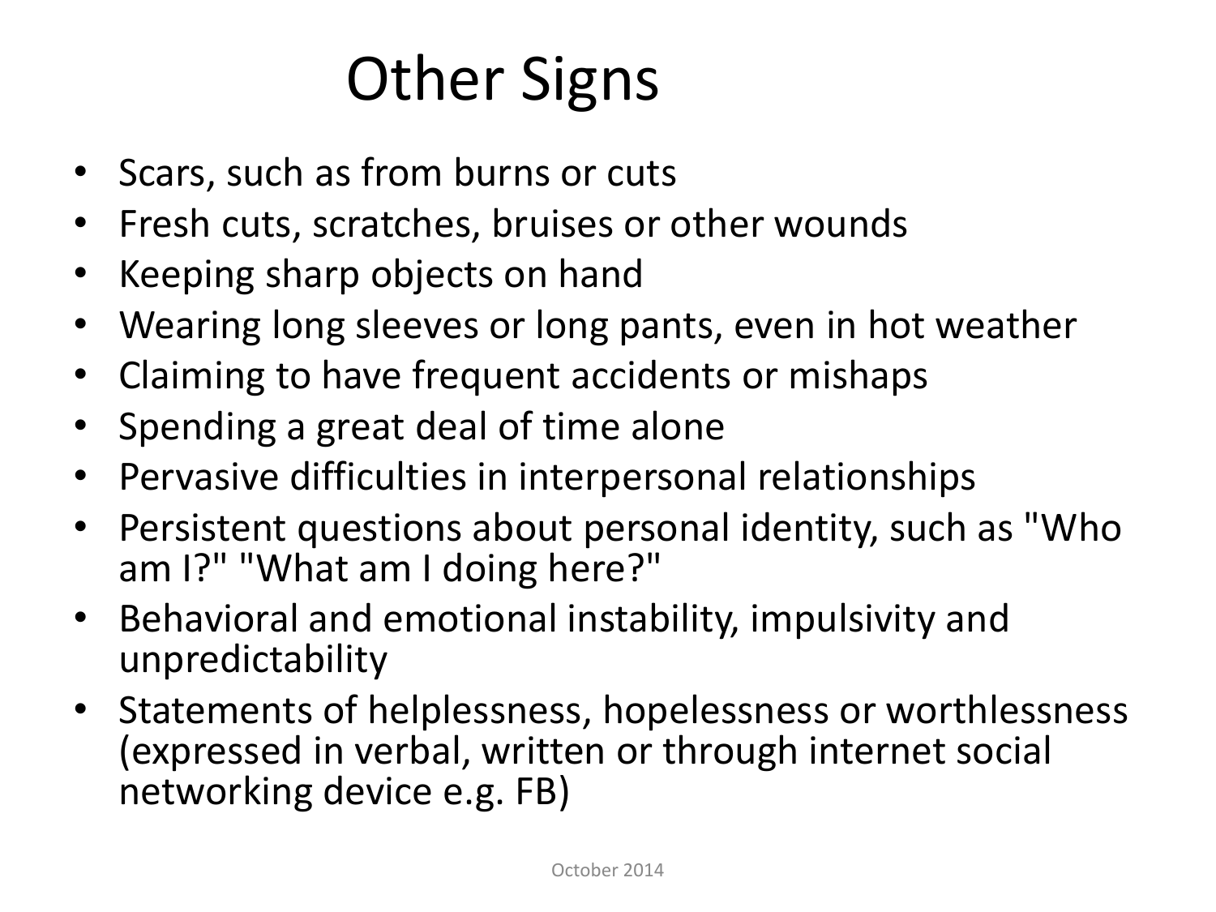# Other Signs

- Scars, such as from burns or cuts
- Fresh cuts, scratches, bruises or other wounds
- Keeping sharp objects on hand
- Wearing long sleeves or long pants, even in hot weather
- Claiming to have frequent accidents or mishaps
- Spending a great deal of time alone
- Pervasive difficulties in interpersonal relationships
- Persistent questions about personal identity, such as "Who am I?" "What am I doing here?"
- Behavioral and emotional instability, impulsivity and unpredictability
- Statements of helplessness, hopelessness or worthlessness (expressed in verbal, written or through internet social networking device e.g. FB)

October 2014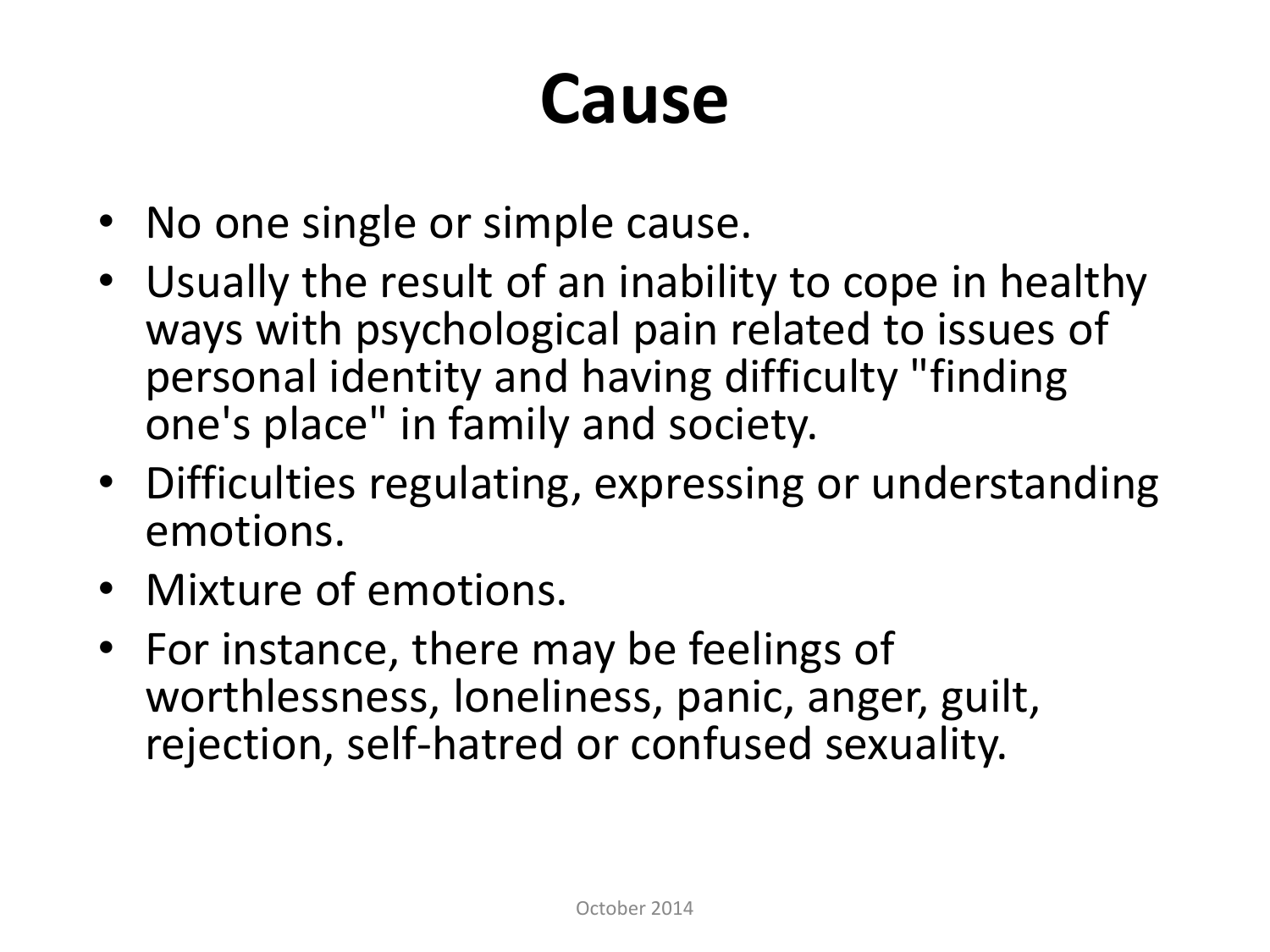# Cause

- No one single or simple cause.
- Usually the result of an inability to cope in healthy ways with psychological pain related to issues of personal identity and having difficulty "finding one's place" in family and society.
- Difficulties regulating, expressing or understanding emotions.
- Mixture of emotions.
- For instance, there may be feelings of worthlessness, loneliness, panic, anger, guilt, rejection, self-hatred or confused sexuality.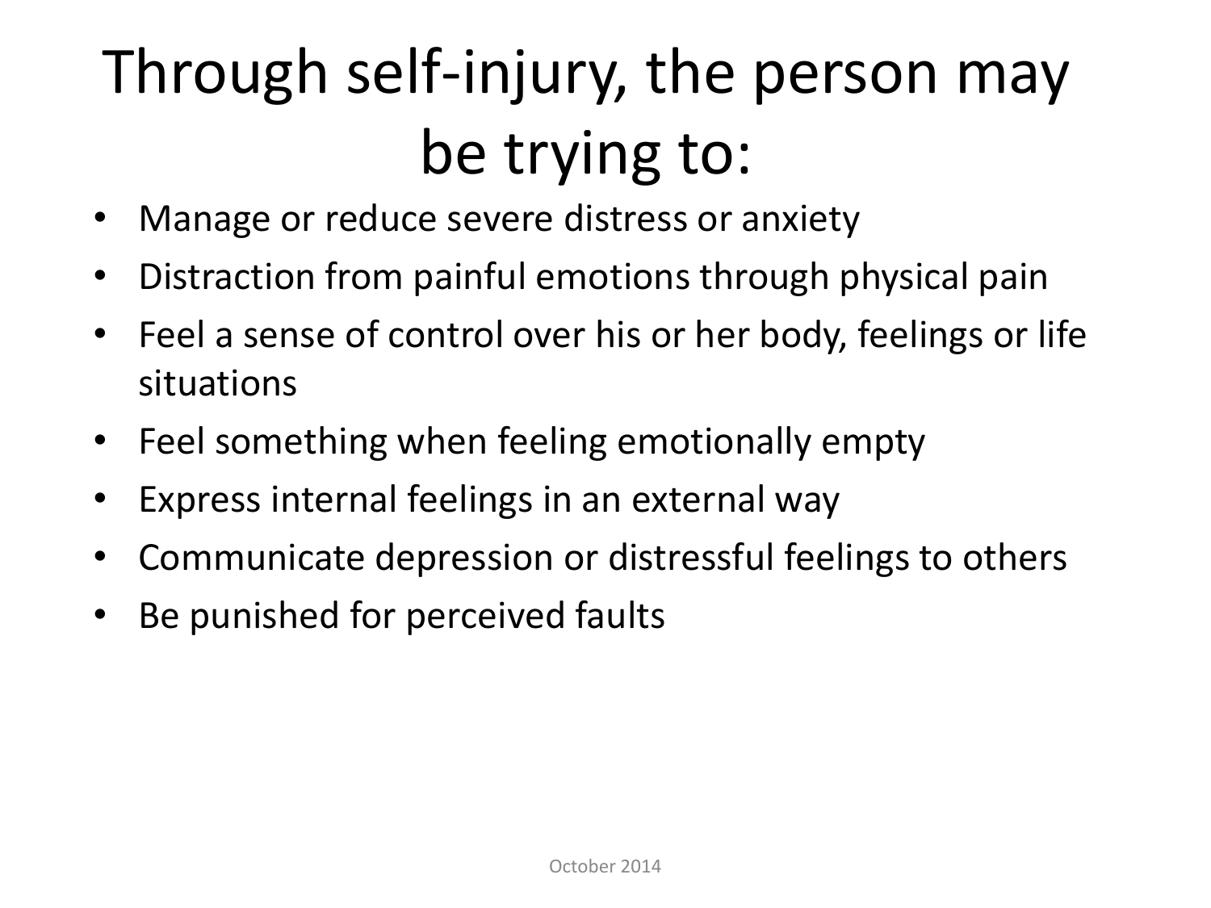# Through self-injury, the person may be trying to:

- Manage or reduce severe distress or anxiety
- Distraction from painful emotions through physical pain
- Feel a sense of control over his or her body, feelings or life situations
- Feel something when feeling emotionally empty
- Express internal feelings in an external way
- Communicate depression or distressful feelings to others
- Be punished for perceived faults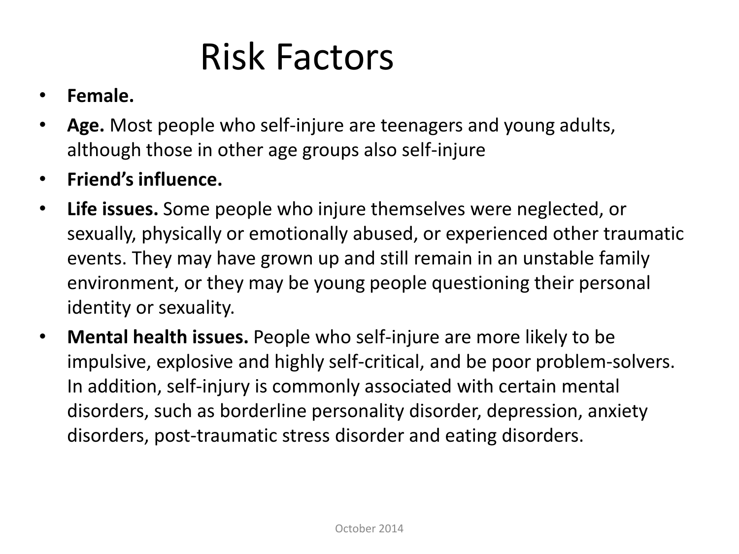# Risk Factors

- **Female.**
- **Age.** Most people who self-injure are teenagers and young adults, although those in other age groups also self-injure
- **Friend's influence.**
- **Life issues.** Some people who injure themselves were neglected, or sexually, physically or emotionally abused, or experienced other traumatic events. They may have grown up and still remain in an unstable family environment, or they may be young people questioning their personal identity or sexuality.
- **Mental health issues.** People who self-injure are more likely to be impulsive, explosive and highly self-critical, and be poor problem-solvers. In addition, self-injury is commonly associated with certain mental disorders, such as borderline personality disorder, depression, anxiety disorders, post-traumatic stress disorder and eating disorders.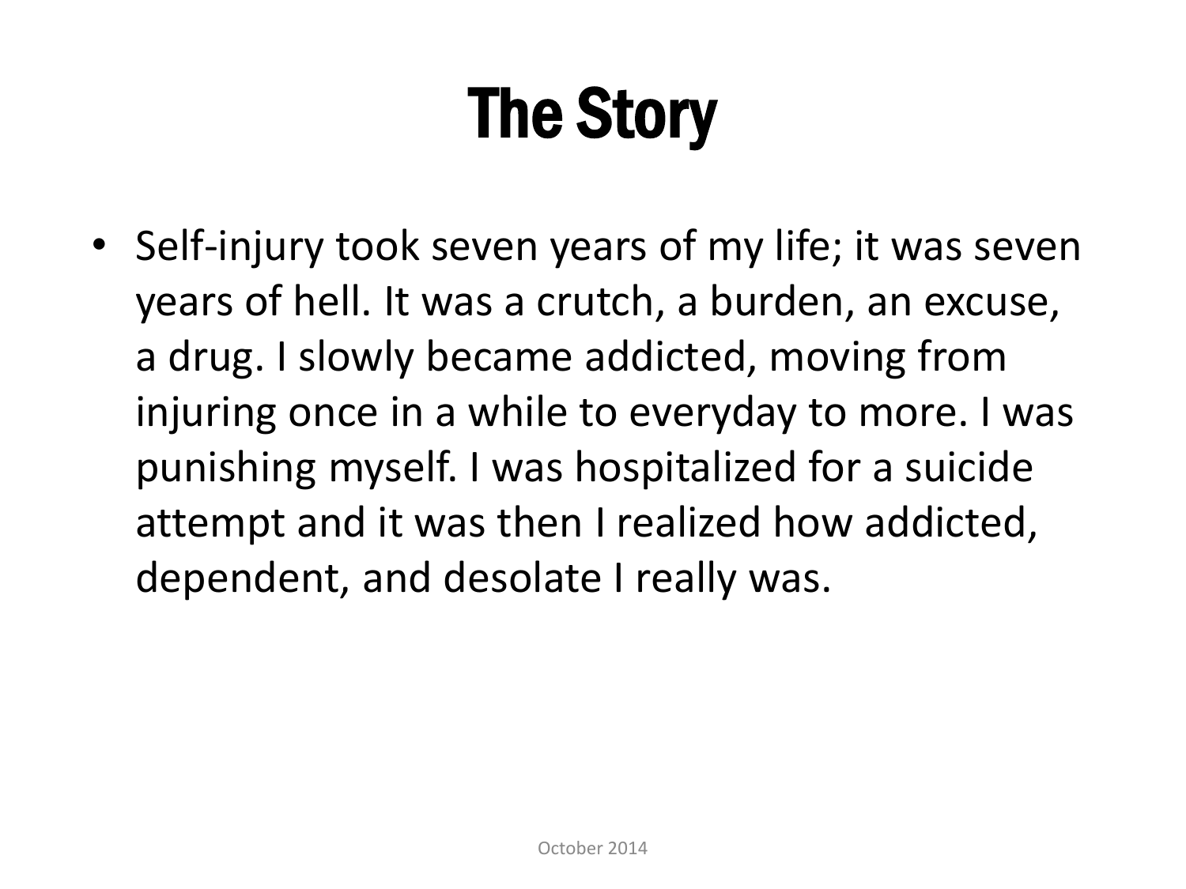# The Story

- Self-injury took seven years of my life; it was seven years of hell. It was a crutch, a burden, an excuse, a drug. I slowly became addicted, moving from injuring once in a while to everyday to more. I was punishing myself. I was hospitalized for a suicide attempt and it was then I realized how addicted, dependent, and desolate I really was.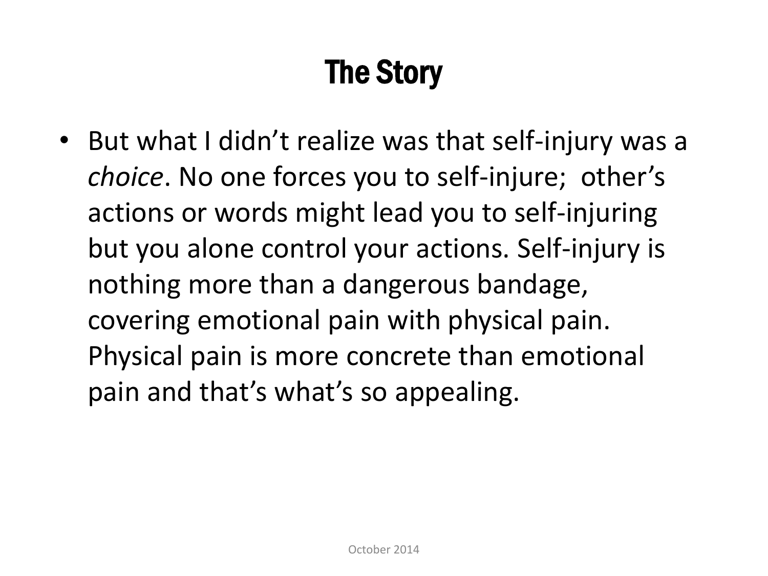# The Story

- But what I didn't realize was that self-injury was a *choice*. No one forces you to self-injure; other's actions or words might lead you to self-injuring but you alone control your actions. Self-injury is nothing more than a dangerous bandage, covering emotional pain with physical pain. Physical pain is more concrete than emotional pain and that's what's so appealing.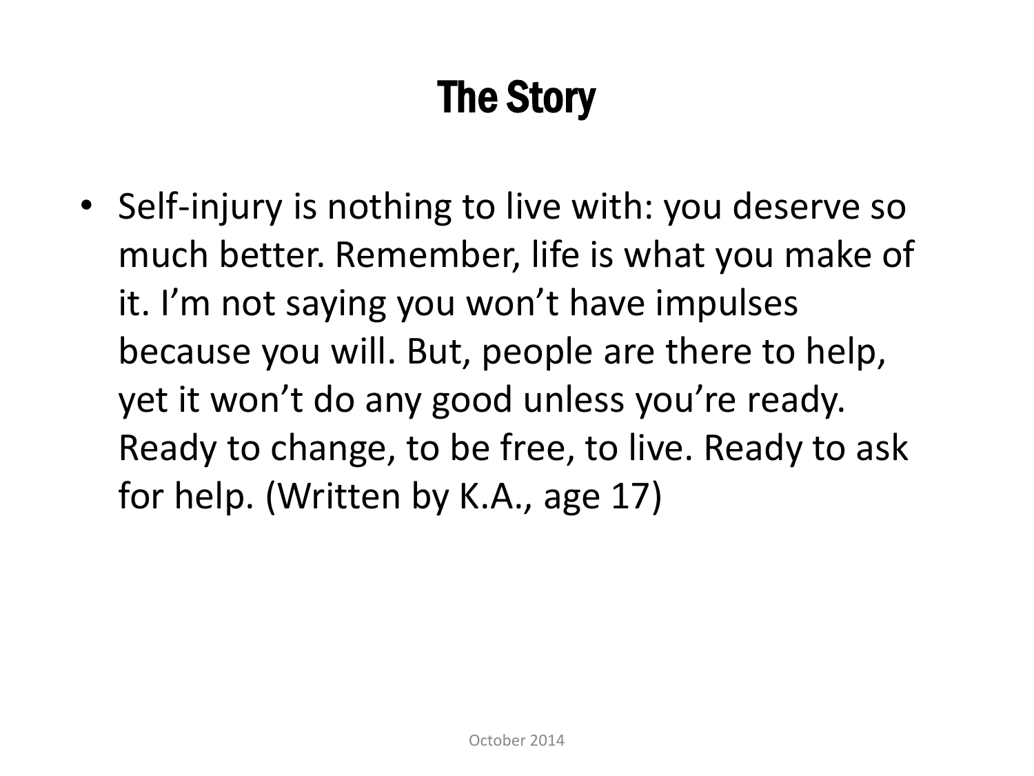# The Story

- Self-injury is nothing to live with: you deserve so much better. Remember, life is what you make of it. I'm not saying you won't have impulses because you will. But, people are there to help, yet it won't do any good unless you're ready. Ready to change, to be free, to live. Ready to ask for help. (Written by K.A., age 17)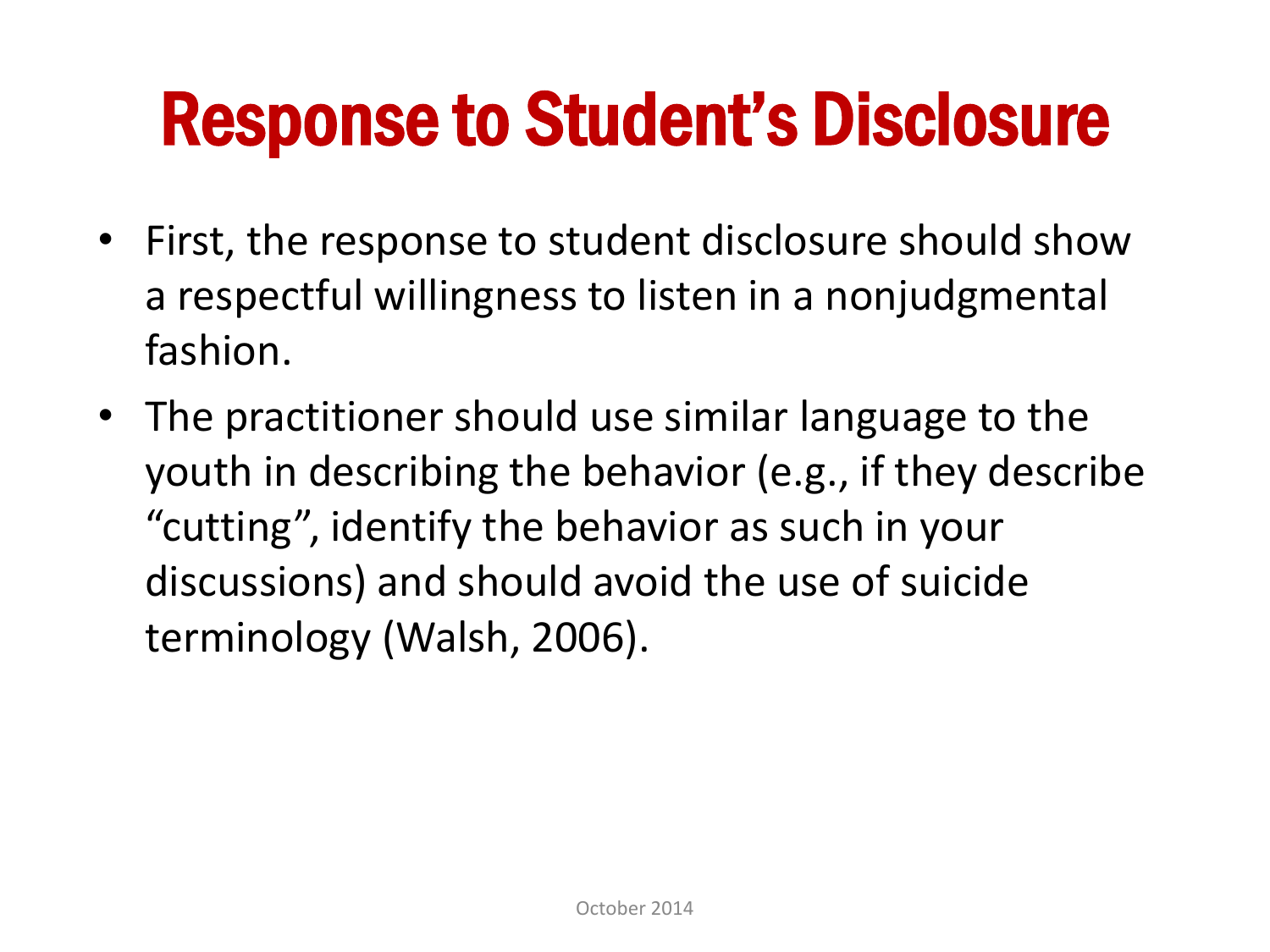# Response to Student's Disclosure

- First, the response to student disclosure should show a respectful willingness to listen in a nonjudgmental fashion.
- The practitioner should use similar language to the youth in describing the behavior (e.g., if they describe "cutting", identify the behavior as such in your discussions) and should avoid the use of suicide terminology (Walsh, 2006).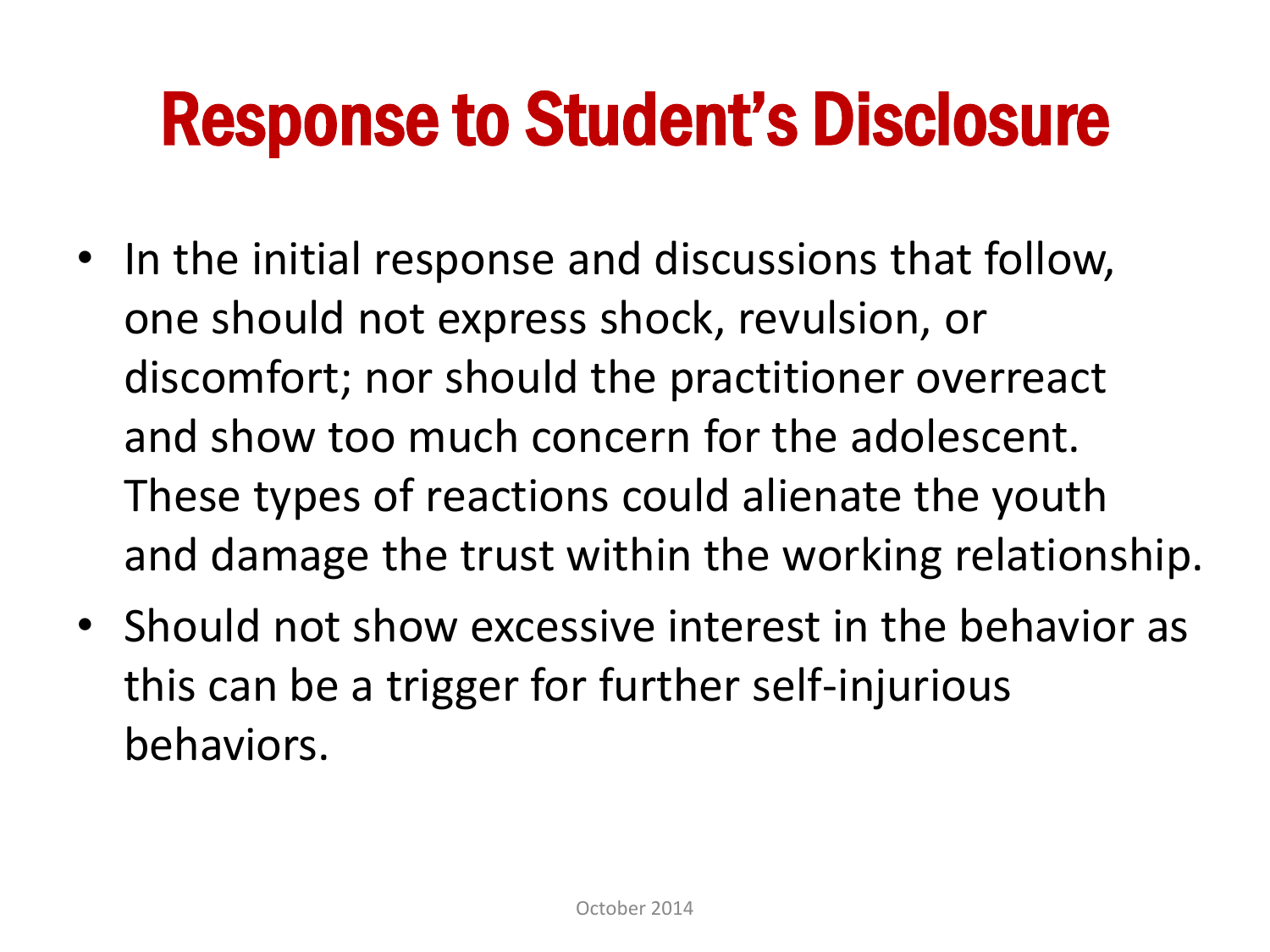# Response to Student's Disclosure

- In the initial response and discussions that follow, one should not express shock, revulsion, or discomfort; nor should the practitioner overreact and show too much concern for the adolescent. These types of reactions could alienate the youth and damage the trust within the working relationship.
- Should not show excessive interest in the behavior as this can be a trigger for further self-injurious behaviors.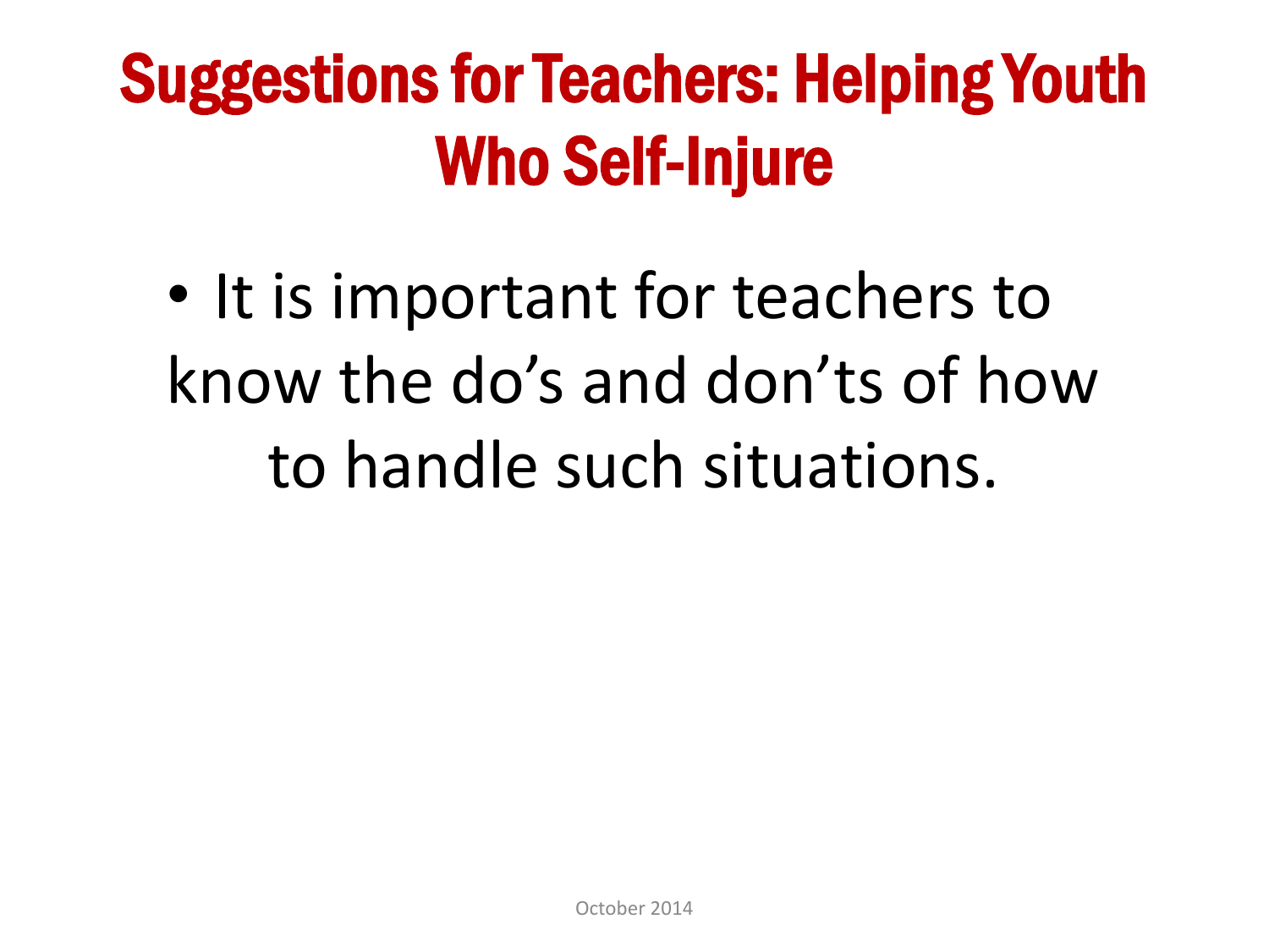# Suggestions for Teachers: Helping Youth Who Self-Injure

- It is important for teachers to know the do's and don'ts of how to handle such situations.

October 2014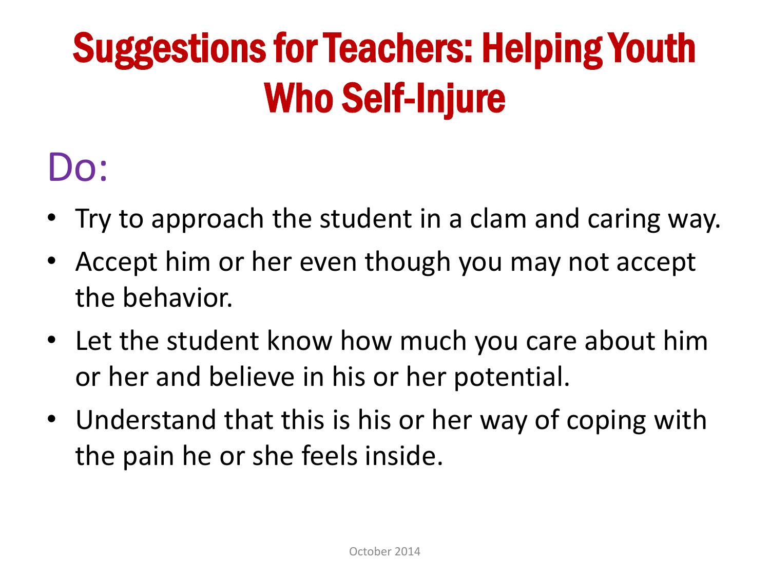# Suggestions for Teachers: Helping Youth Who Self-Injure

## Do:

- Try to approach the student in a clam and caring way.
- Accept him or her even though you may not accept the behavior.
- Let the student know how much you care about him or her and believe in his or her potential.
- Understand that this is his or her way of coping with the pain he or she feels inside.

October 2014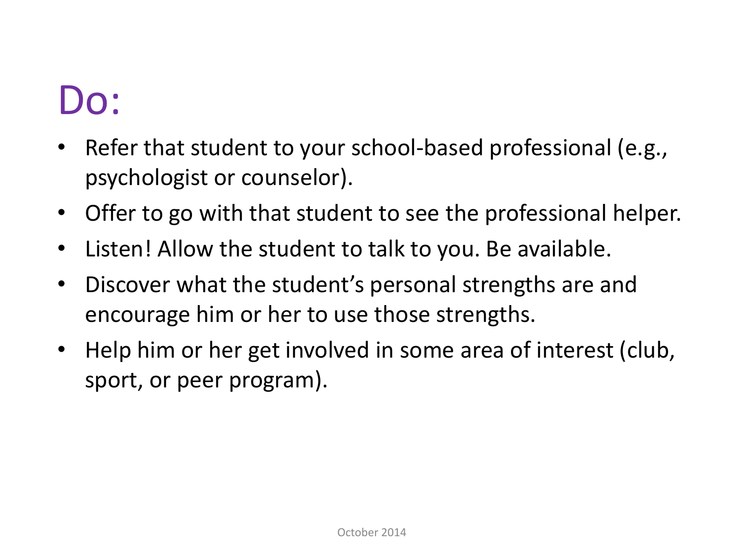# Do:

- Refer that student to your school-based professional (e.g., psychologist or counselor).
- Offer to go with that student to see the professional helper.
- Listen! Allow the student to talk to you. Be available.
- Discover what the student's personal strengths are and encourage him or her to use those strengths.
- Help him or her get involved in some area of interest (club, sport, or peer program).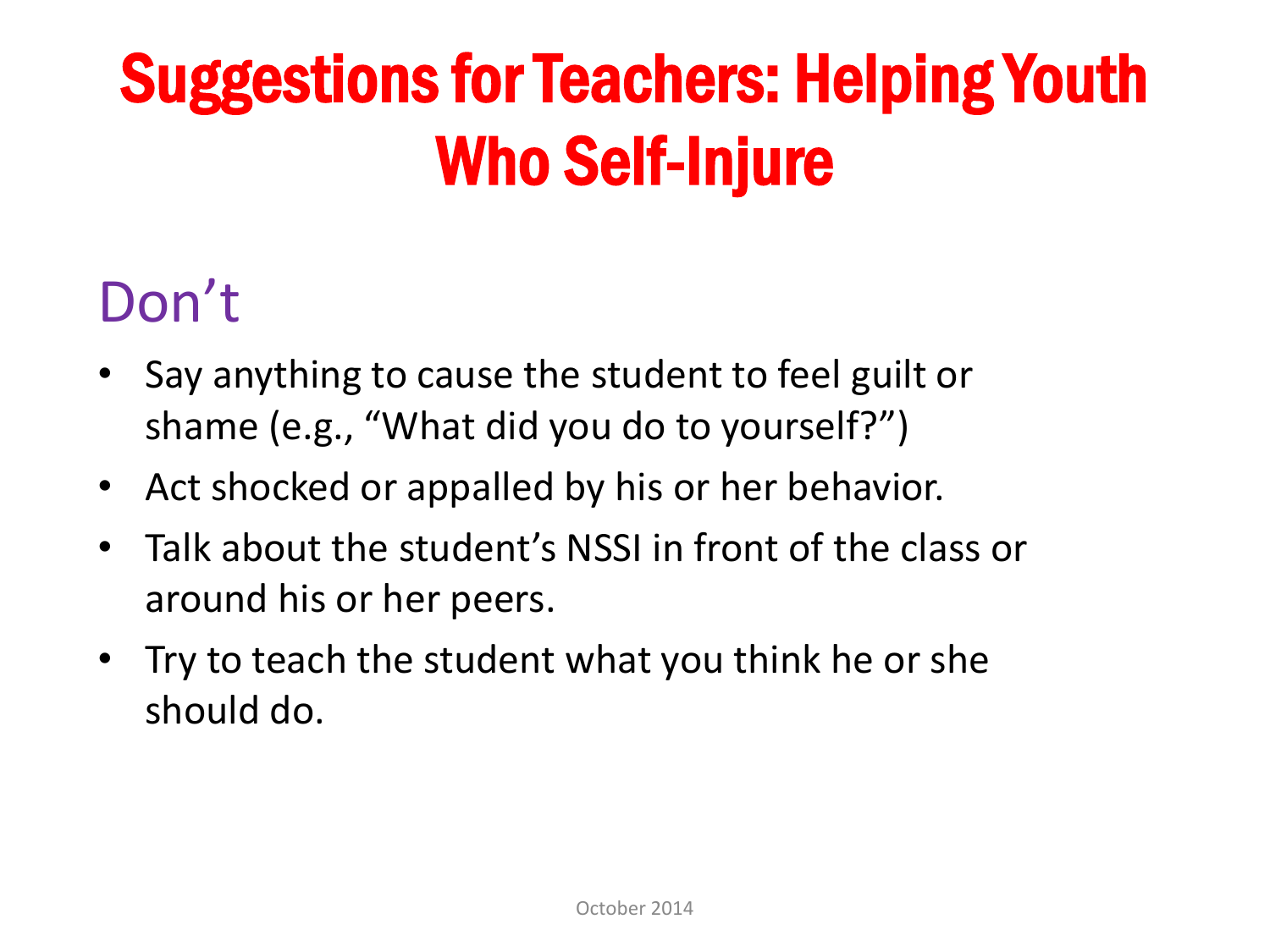# Suggestions for Teachers: Helping Youth Who Self-Injure

## Don't

- Say anything to cause the student to feel guilt or shame (e.g., "What did you do to yourself?")
- Act shocked or appalled by his or her behavior.
- Talk about the student's NSSI in front of the class or around his or her peers.
- Try to teach the student what you think he or she should do.

October 2014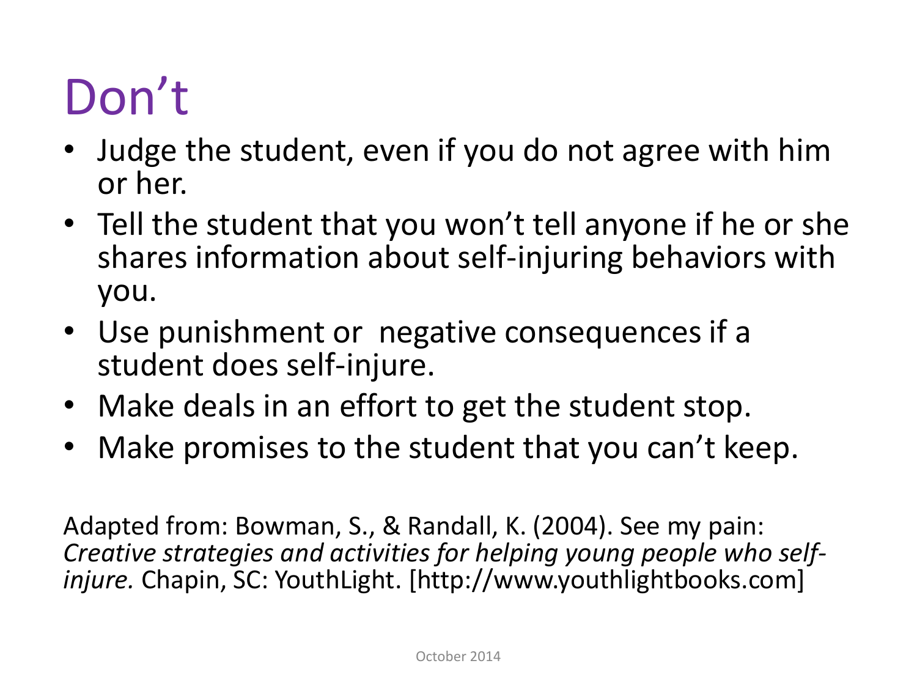# Don't

- Judge the student, even if you do not agree with him or her.
- Tell the student that you won't tell anyone if he or she shares information about self-injuring behaviors with you.
- Use punishment or negative consequences if a student does self-injure.
- Make deals in an effort to get the student stop.
- Make promises to the student that you can't keep.

Adapted from: Bowman, S., & Randall, K. (2004). See my pain: *Creative strategies and activities for helping young people who self-injure.* Chapin, SC: YouthLight. [http://www.youthlightbooks.com]

October 2014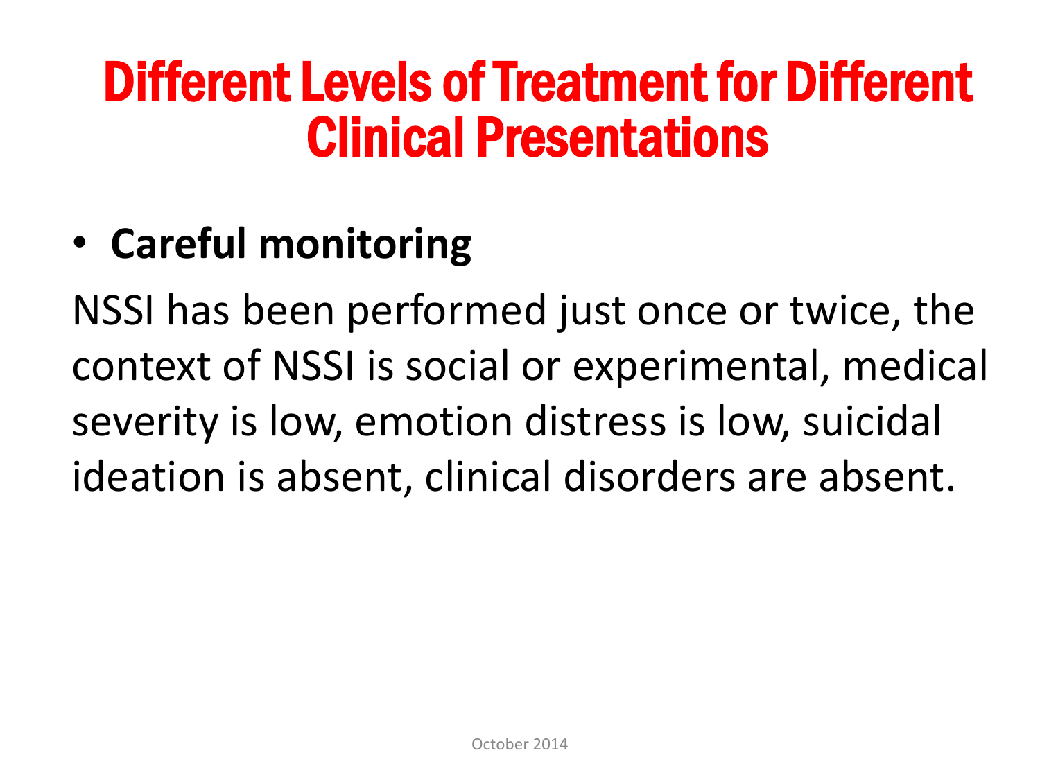# Different Levels of Treatment for Different Clinical Presentations

- **Careful monitoring**

NSSI has been performed just once or twice, the context of NSSI is social or experimental, medical severity is low, emotion distress is low, suicidal ideation is absent, clinical disorders are absent.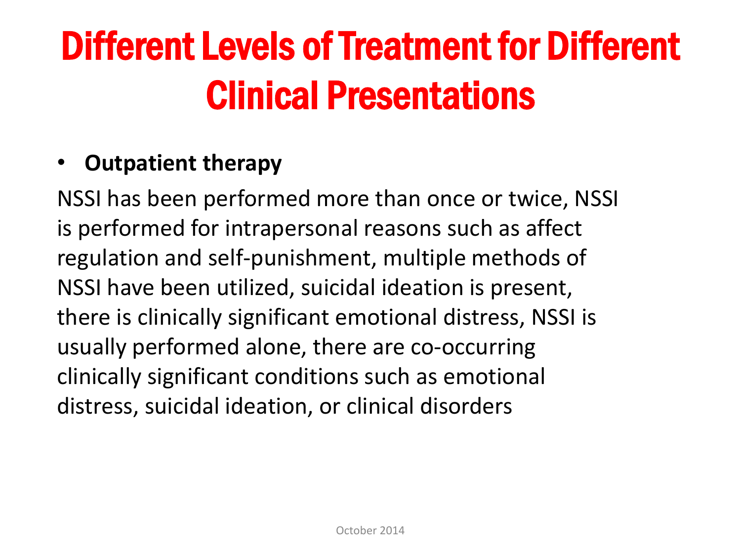# Different Levels of Treatment for Different Clinical Presentations

- **Outpatient therapy**

NSSI has been performed more than once or twice, NSSI is performed for intrapersonal reasons such as affect regulation and self-punishment, multiple methods of NSSI have been utilized, suicidal ideation is present, there is clinically significant emotional distress, NSSI is usually performed alone, there are co-occurring clinically significant conditions such as emotional distress, suicidal ideation, or clinical disorders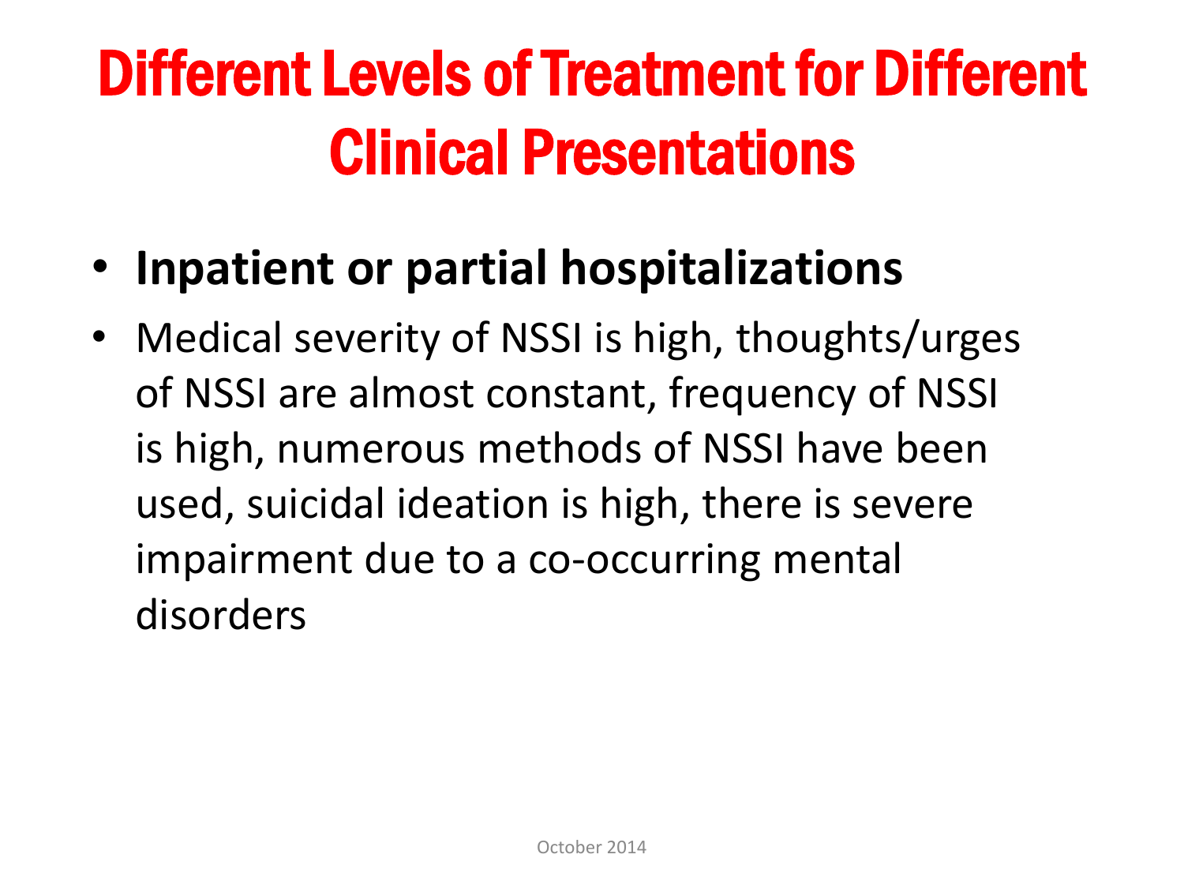# Different Levels of Treatment for Different Clinical Presentations

- **Inpatient or partial hospitalizations**
- Medical severity of NSSI is high, thoughts/urges of NSSI are almost constant, frequency of NSSI is high, numerous methods of NSSI have been used, suicidal ideation is high, there is severe impairment due to a co-occurring mental disorders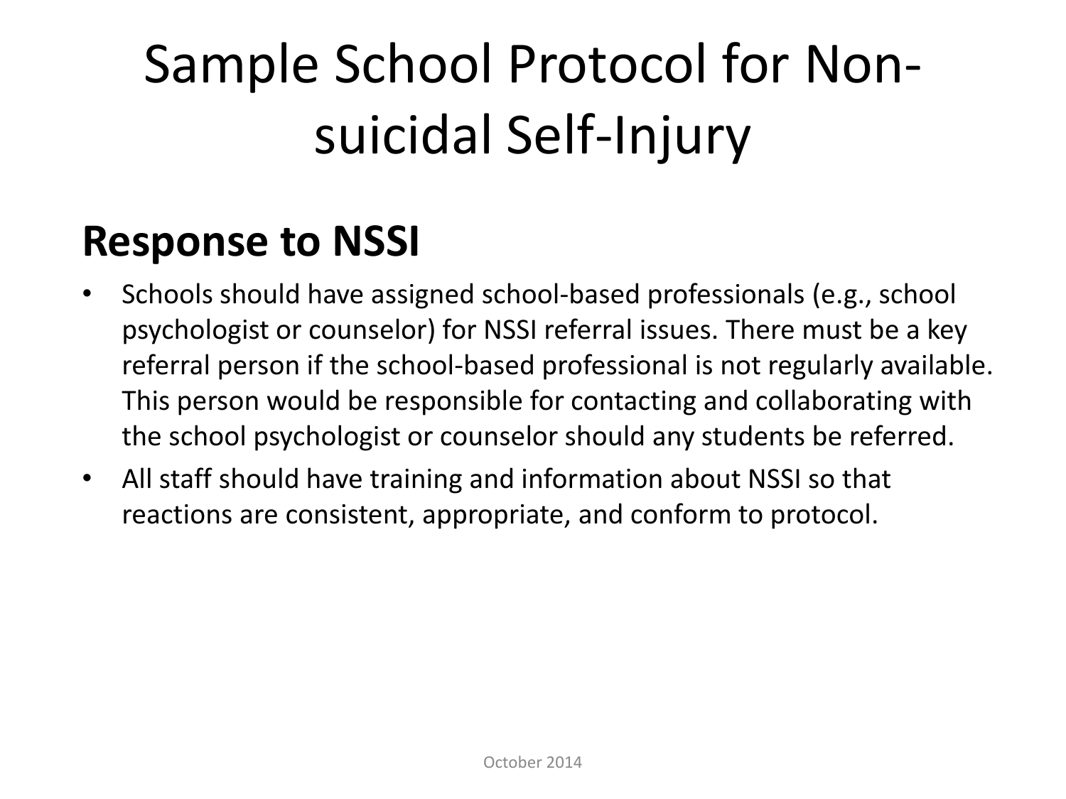# Sample School Protocol for Non-suicidal Self-Injury

## Response to NSSI

- Schools should have assigned school-based professionals (e.g., school psychologist or counselor) for NSSI referral issues. There must be a key referral person if the school-based professional is not regularly available. This person would be responsible for contacting and collaborating with the school psychologist or counselor should any students be referred.
- All staff should have training and information about NSSI so that reactions are consistent, appropriate, and conform to protocol.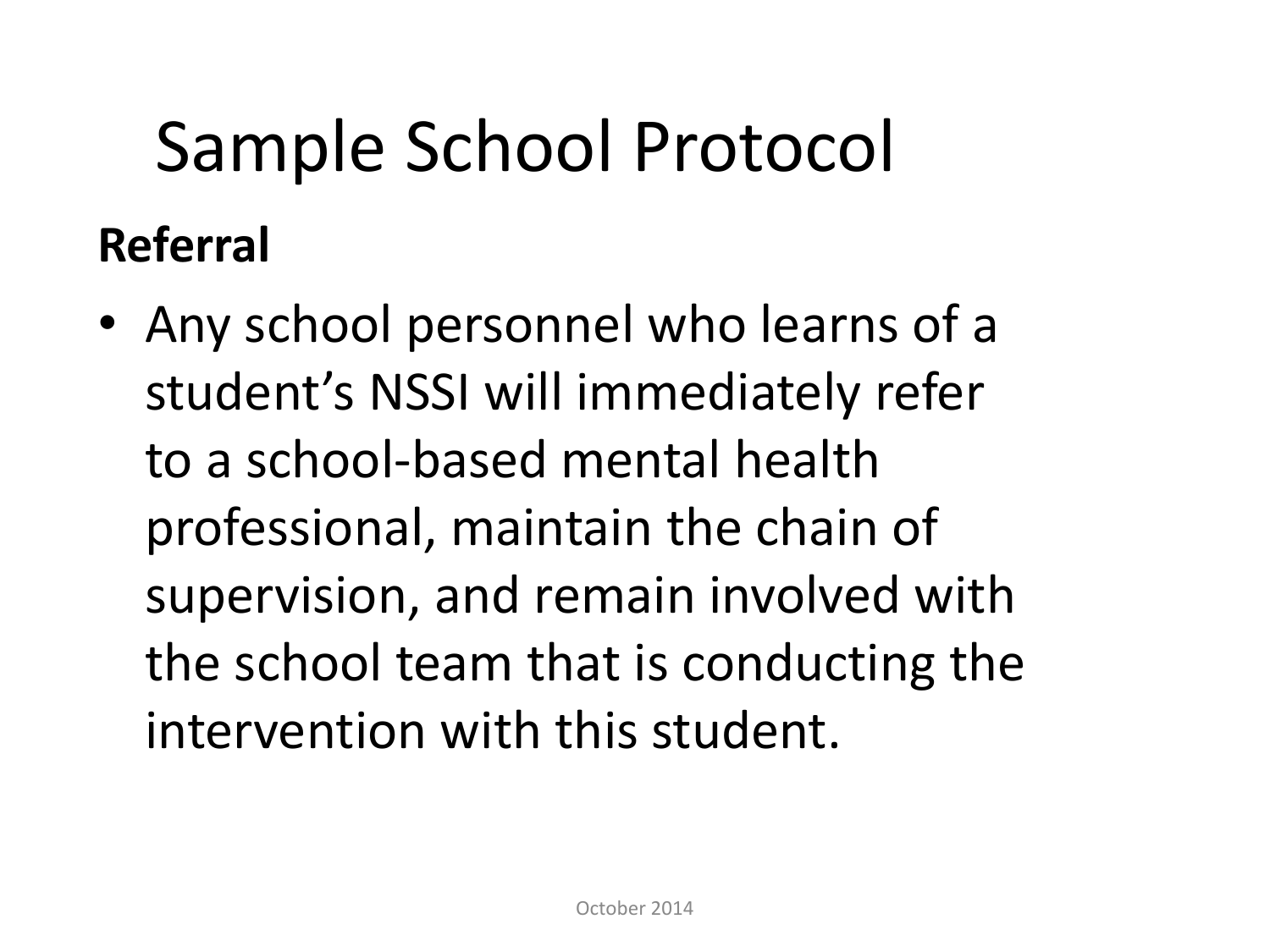# Sample School Protocol

**Referral**

- Any school personnel who learns of a student's NSSI will immediately refer to a school-based mental health professional, maintain the chain of supervision, and remain involved with the school team that is conducting the intervention with this student.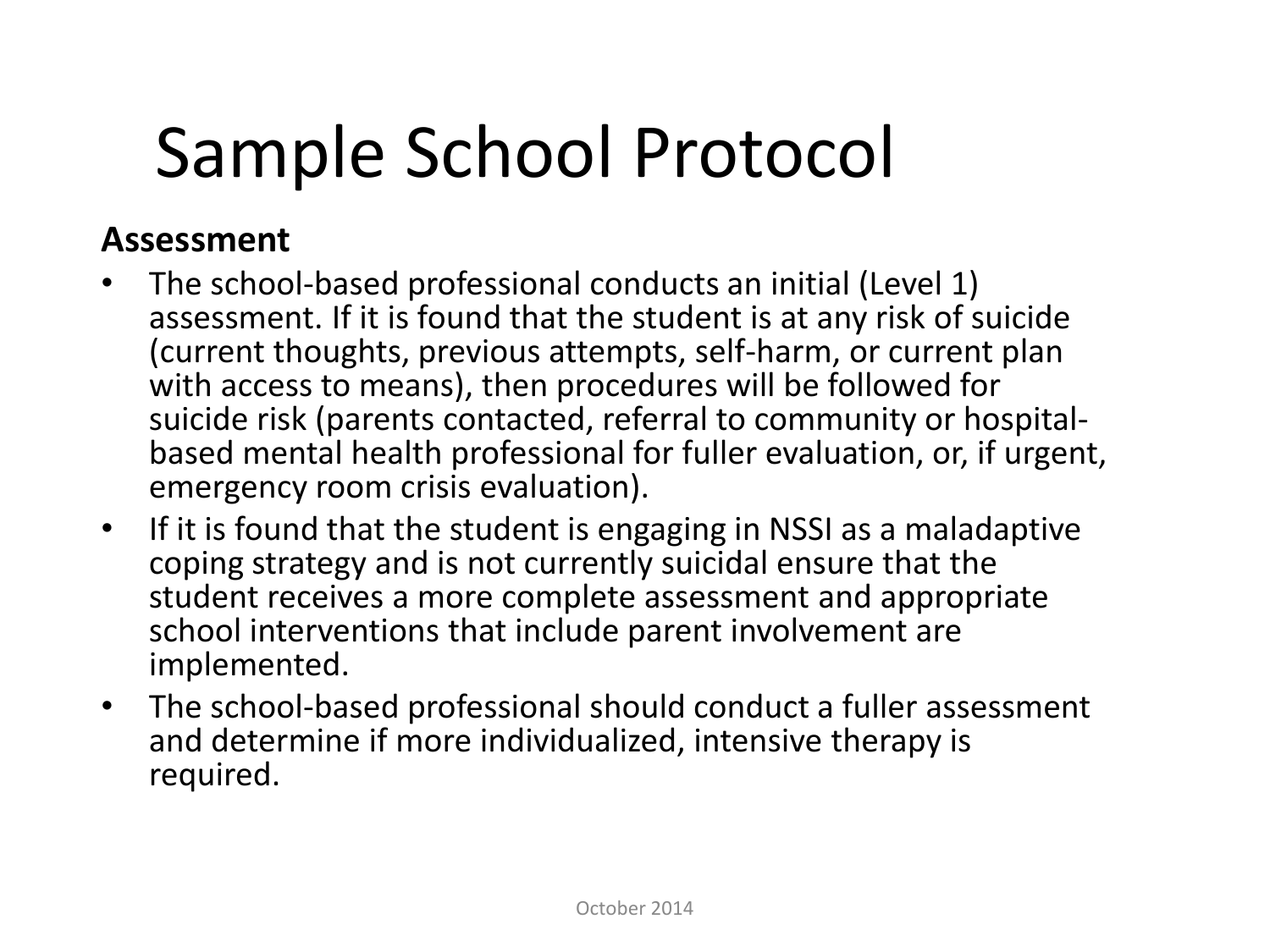# Sample School Protocol

**Assessment**

- The school-based professional conducts an initial (Level 1) assessment. If it is found that the student is at any risk of suicide (current thoughts, previous attempts, self-harm, or current plan with access to means), then procedures will be followed for suicide risk (parents contacted, referral to community or hospital-based mental health professional for fuller evaluation, or, if urgent, emergency room crisis evaluation).
- If it is found that the student is engaging in NSSI as a maladaptive coping strategy and is not currently suicidal ensure that the student receives a more complete assessment and appropriate school interventions that include parent involvement are implemented.
- The school-based professional should conduct a fuller assessment and determine if more individualized, intensive therapy is required.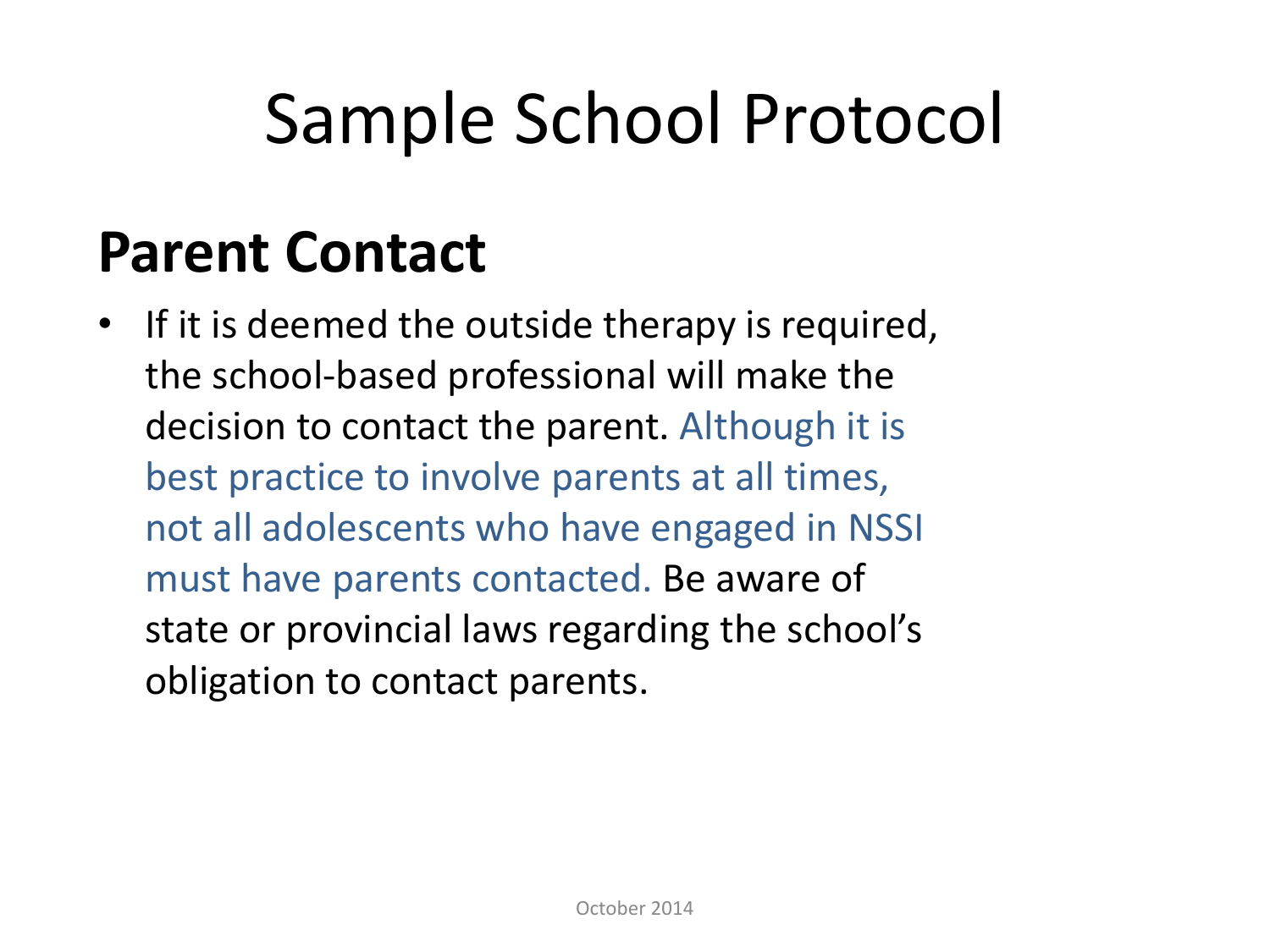# Sample School Protocol

## Parent Contact

- If it is deemed the outside therapy is required, the school-based professional will make the decision to contact the parent. Although it is best practice to involve parents at all times, not all adolescents who have engaged in NSSI must have parents contacted. Be aware of state or provincial laws regarding the school's obligation to contact parents.

October 2014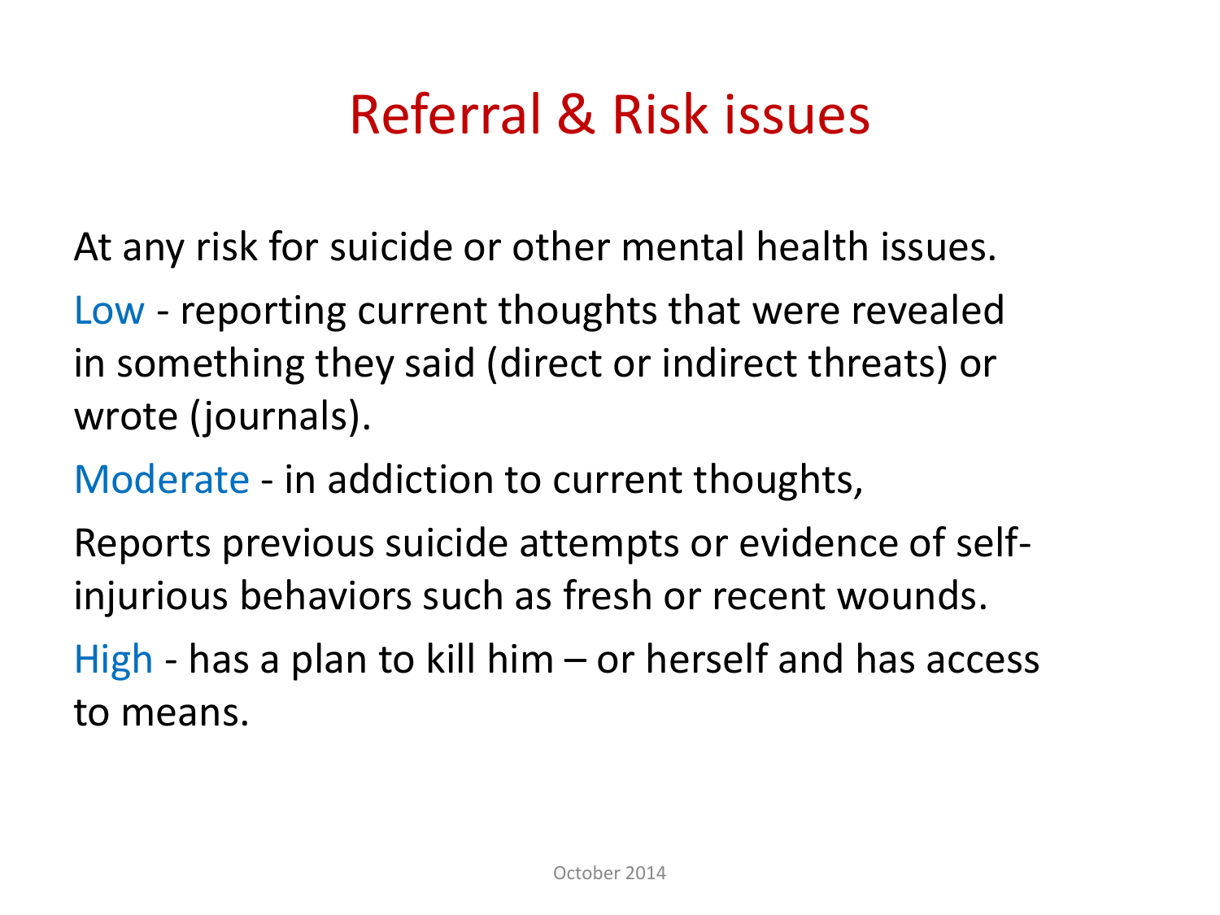# Referral & Risk issues

At any risk for suicide or other mental health issues.

Low - reporting current thoughts that were revealed in something they said (direct or indirect threats) or wrote (journals).

Moderate - in addiction to current thoughts,

Reports previous suicide attempts or evidence of self-injurious behaviors such as fresh or recent wounds.

High - has a plan to kill him – or herself and has access to means.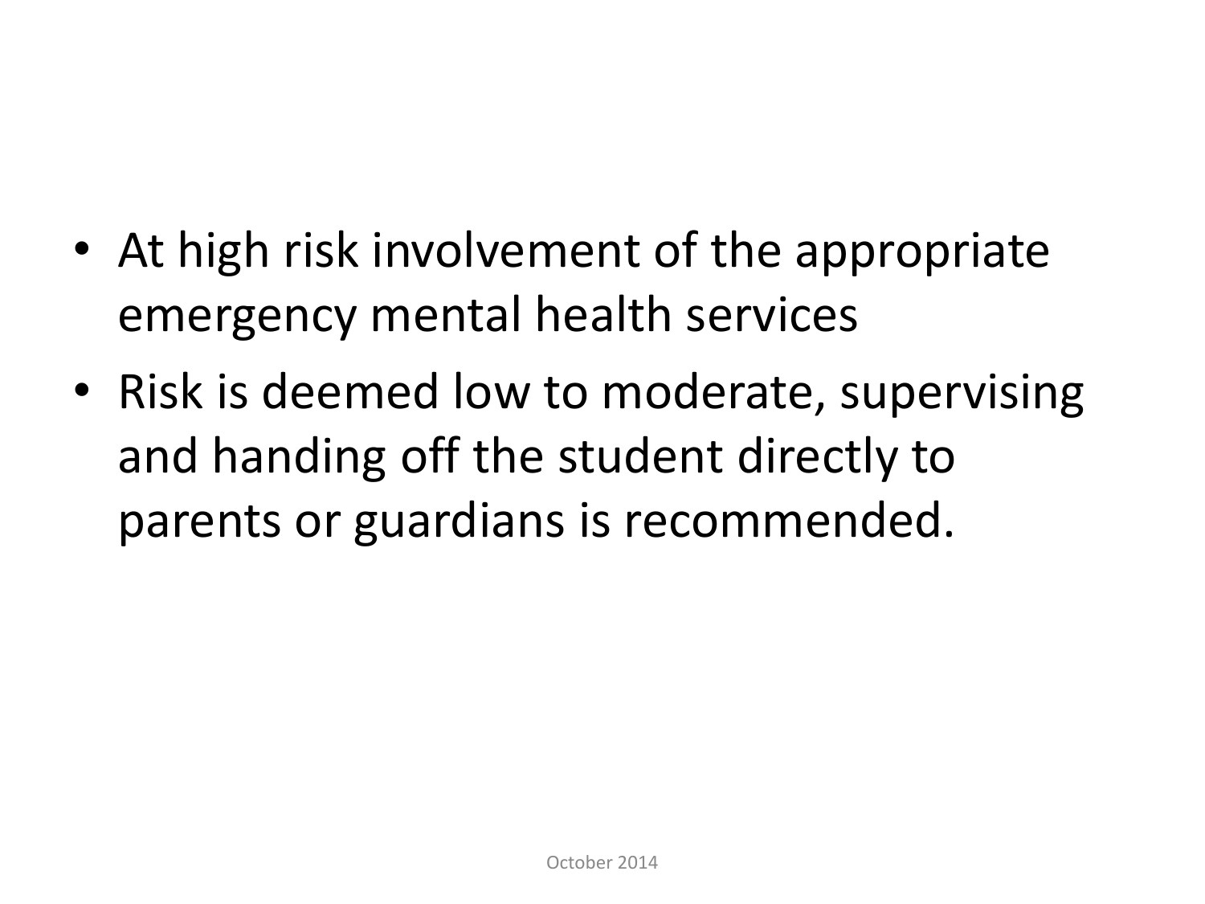- At high risk involvement of the appropriate emergency mental health services
- Risk is deemed low to moderate, supervising and handing off the student directly to parents or guardians is recommended.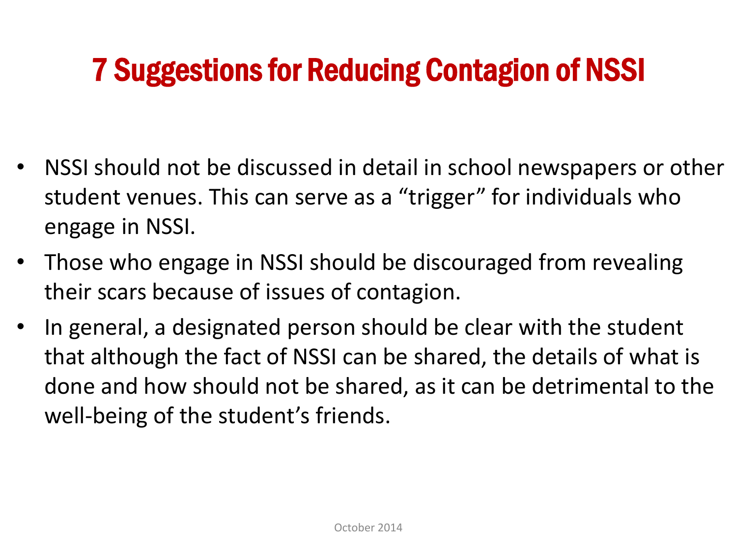# 7 Suggestions for Reducing Contagion of NSSI

- NSSI should not be discussed in detail in school newspapers or other student venues. This can serve as a "trigger" for individuals who engage in NSSI.
- Those who engage in NSSI should be discouraged from revealing their scars because of issues of contagion.
- In general, a designated person should be clear with the student that although the fact of NSSI can be shared, the details of what is done and how should not be shared, as it can be detrimental to the well-being of the student's friends.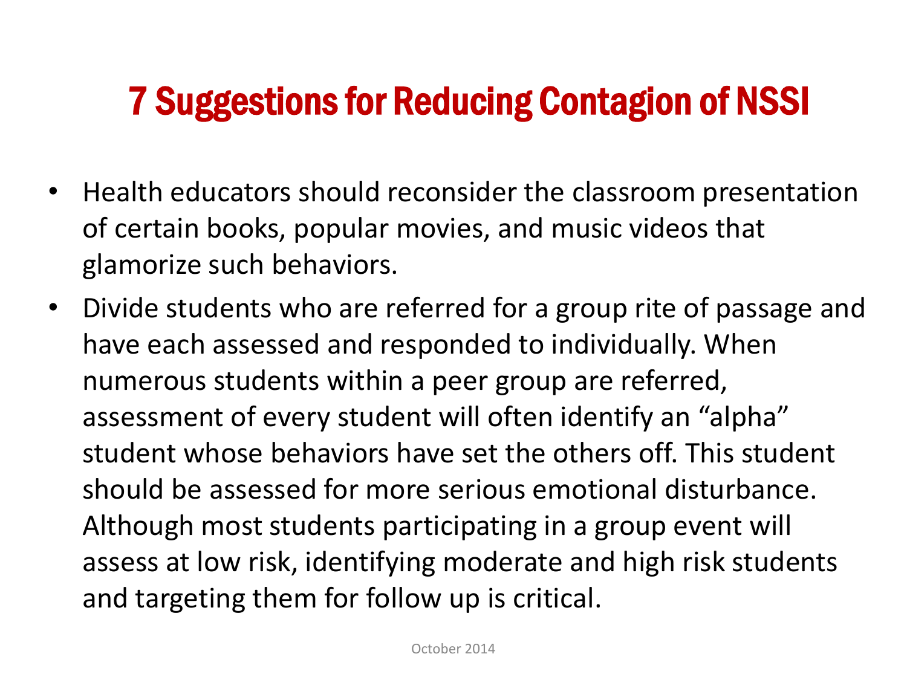# 7 Suggestions for Reducing Contagion of NSSI

- Health educators should reconsider the classroom presentation of certain books, popular movies, and music videos that glamorize such behaviors.
- Divide students who are referred for a group rite of passage and have each assessed and responded to individually. When numerous students within a peer group are referred, assessment of every student will often identify an “alpha” student whose behaviors have set the others off. This student should be assessed for more serious emotional disturbance. Although most students participating in a group event will assess at low risk, identifying moderate and high risk students and targeting them for follow up is critical.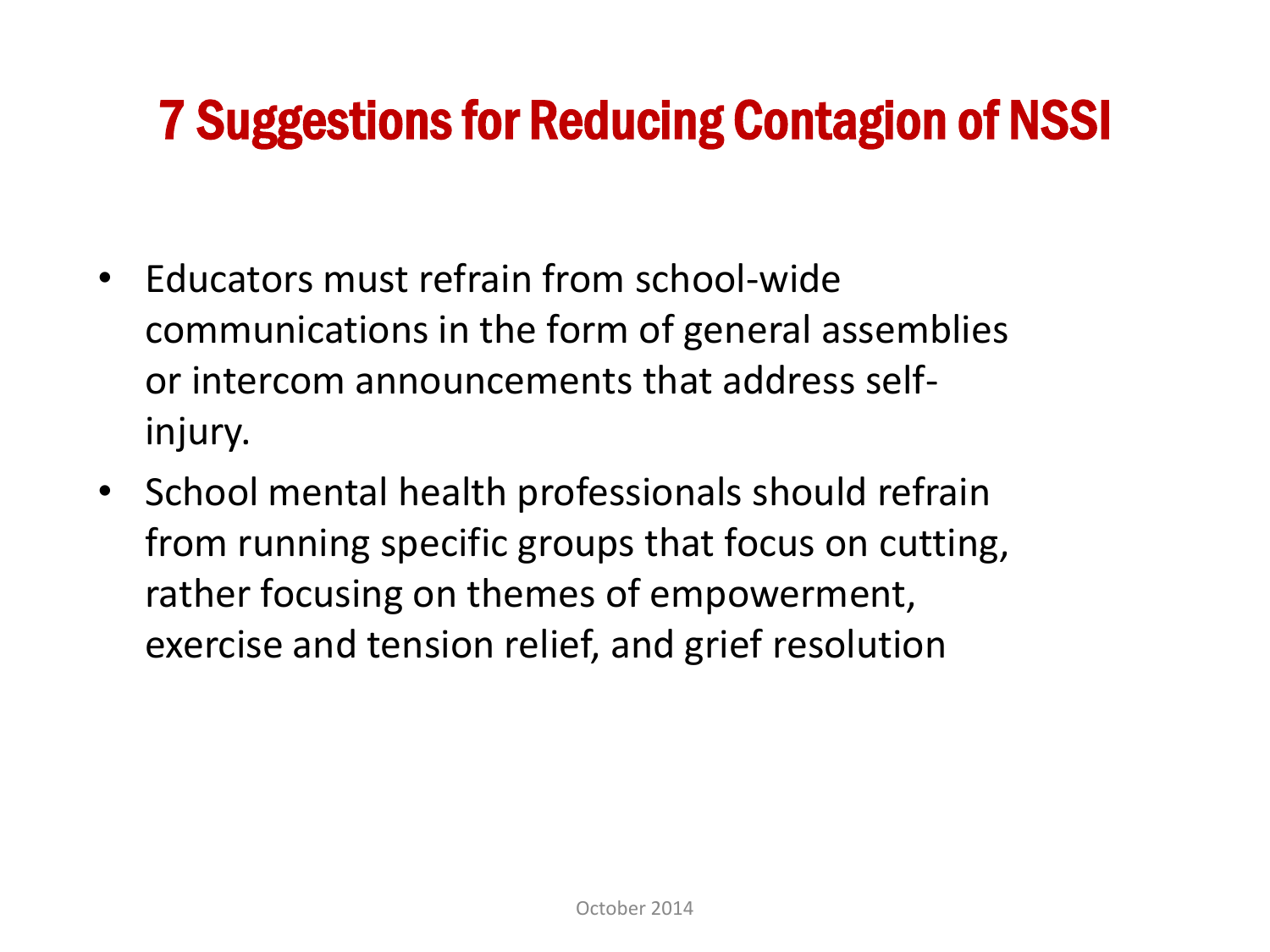# 7 Suggestions for Reducing Contagion of NSSI

- Educators must refrain from school-wide communications in the form of general assemblies or intercom announcements that address self-injury.
- School mental health professionals should refrain from running specific groups that focus on cutting, rather focusing on themes of empowerment, exercise and tension relief, and grief resolution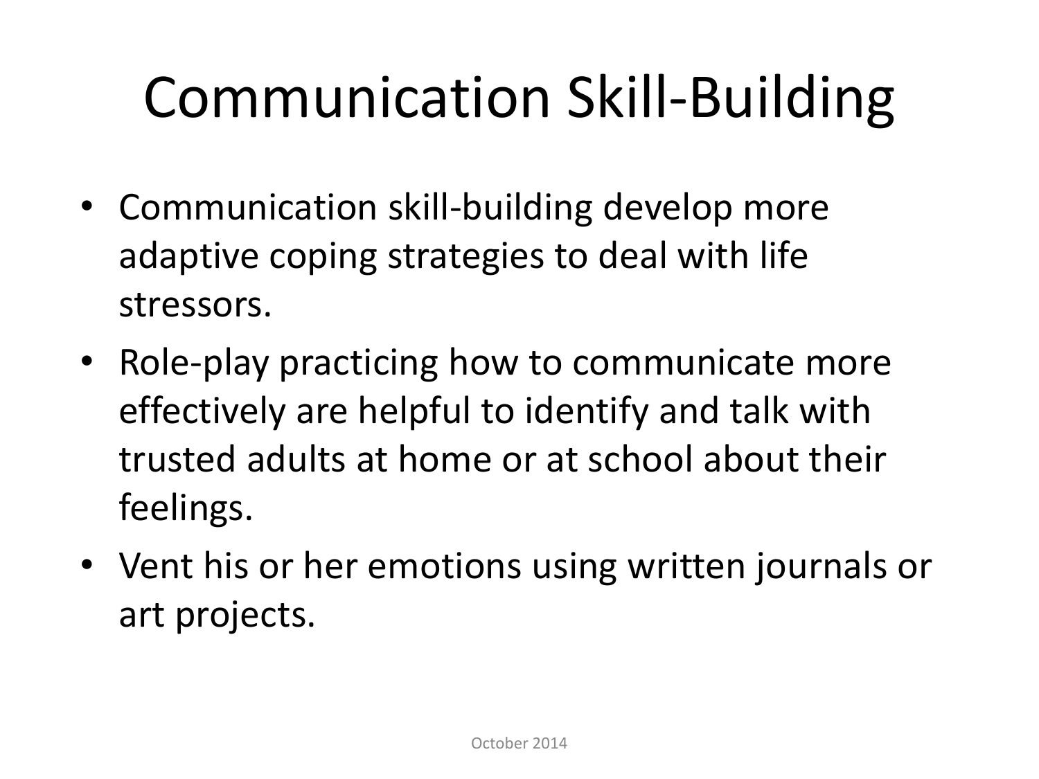# Communication Skill-Building

- Communication skill-building develop more adaptive coping strategies to deal with life stressors.
- Role-play practicing how to communicate more effectively are helpful to identify and talk with trusted adults at home or at school about their feelings.
- Vent his or her emotions using written journals or art projects.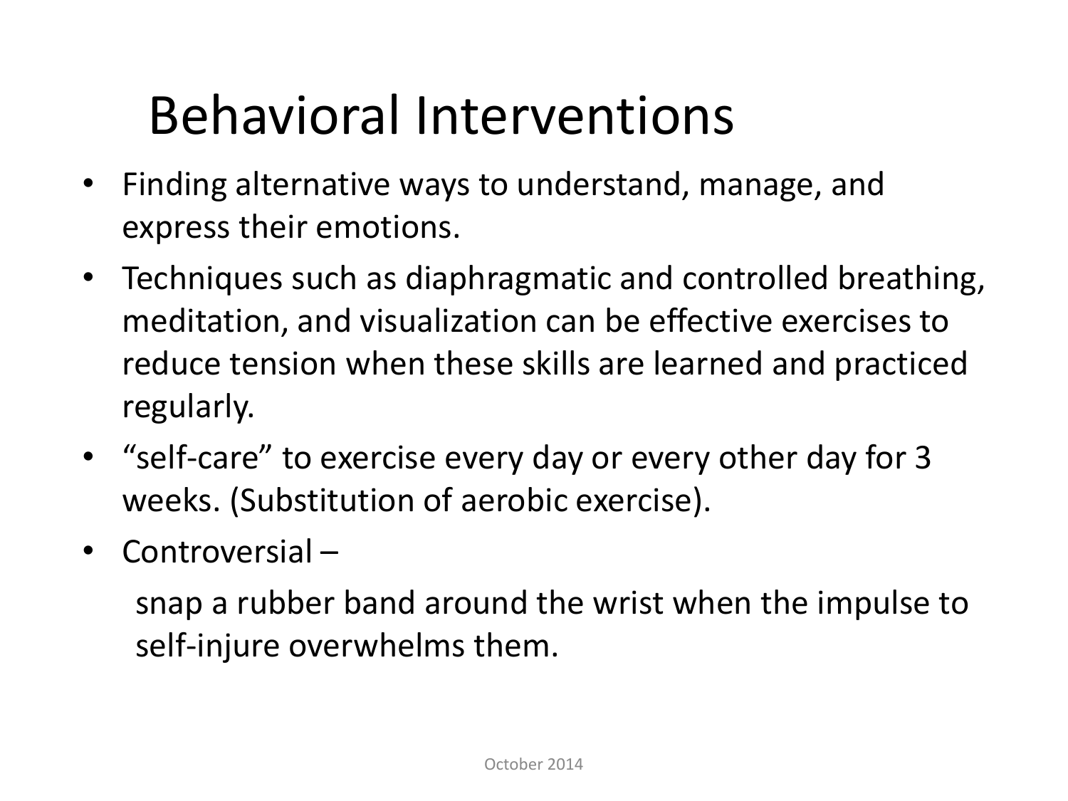# Behavioral Interventions

- Finding alternative ways to understand, manage, and express their emotions.
- Techniques such as diaphragmatic and controlled breathing, meditation, and visualization can be effective exercises to reduce tension when these skills are learned and practiced regularly.
- "self-care" to exercise every day or every other day for 3 weeks. (Substitution of aerobic exercise).
- Controversial –

  snap a rubber band around the wrist when the impulse to self-injure overwhelms them.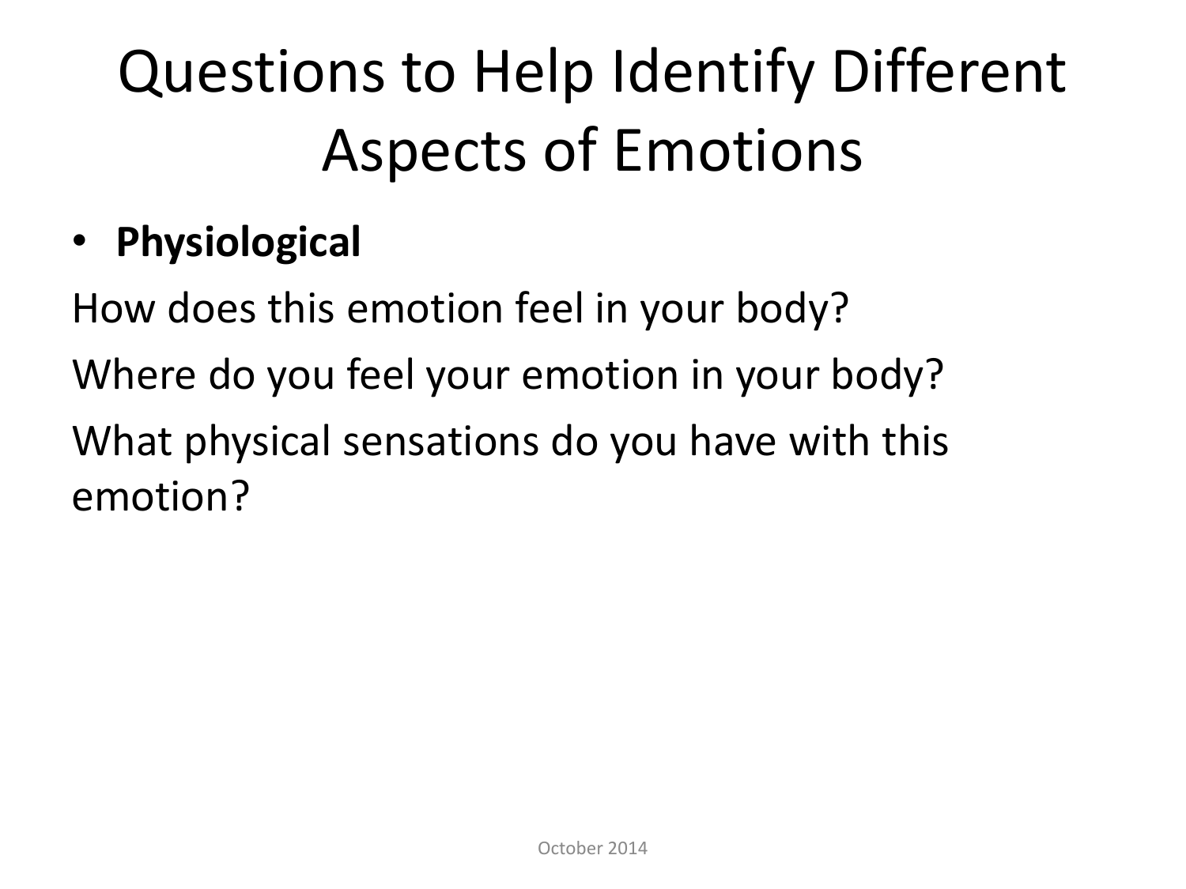# Questions to Help Identify Different Aspects of Emotions

- **Physiological**

How does this emotion feel in your body?

Where do you feel your emotion in your body?

What physical sensations do you have with this emotion?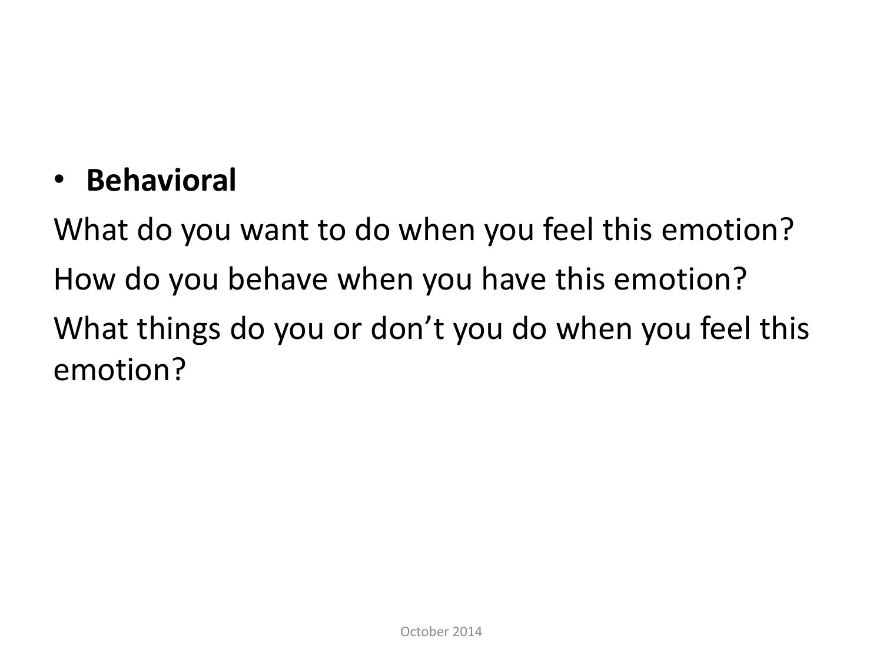- **Behavioral**

What do you want to do when you feel this emotion?

How do you behave when you have this emotion?

What things do you or don’t you do when you feel this emotion?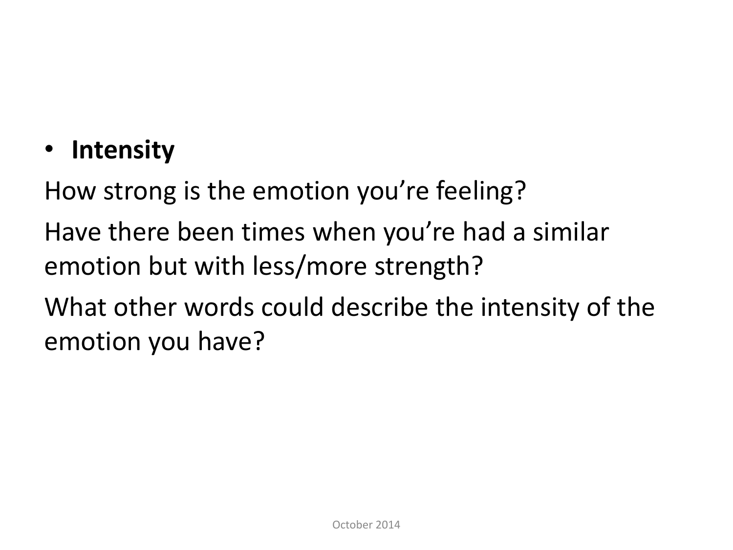- **Intensity**

How strong is the emotion you’re feeling?

Have there been times when you’re had a similar emotion but with less/more strength?

What other words could describe the intensity of the emotion you have?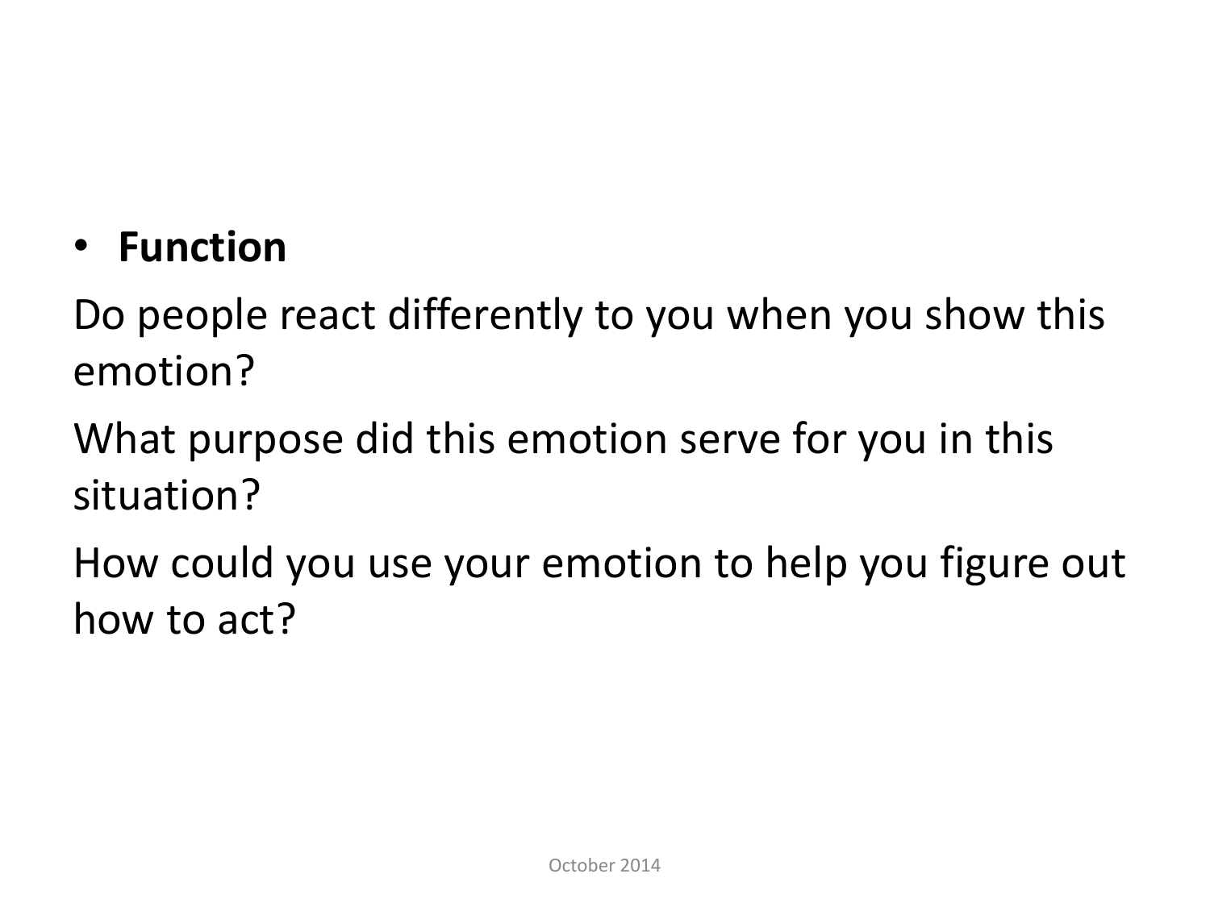- **Function**

Do people react differently to you when you show this emotion?

What purpose did this emotion serve for you in this situation?

How could you use your emotion to help you figure out how to act?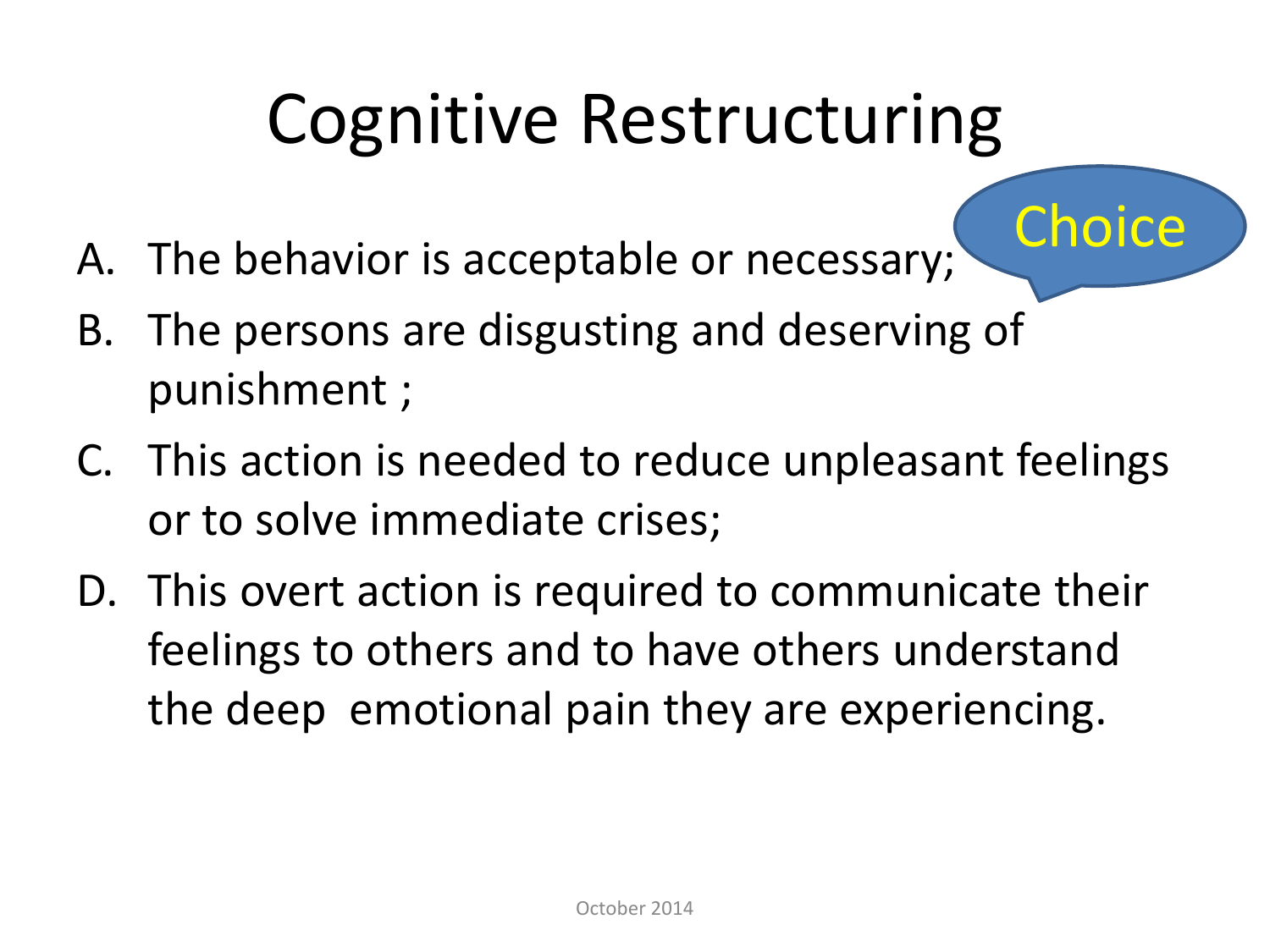# Cognitive Restructuring

Choice

A. The behavior is acceptable or necessary;
B. The persons are disgusting and deserving of punishment ;
C. This action is needed to reduce unpleasant feelings or to solve immediate crises;
D. This overt action is required to communicate their feelings to others and to have others understand the deep emotional pain they are experiencing.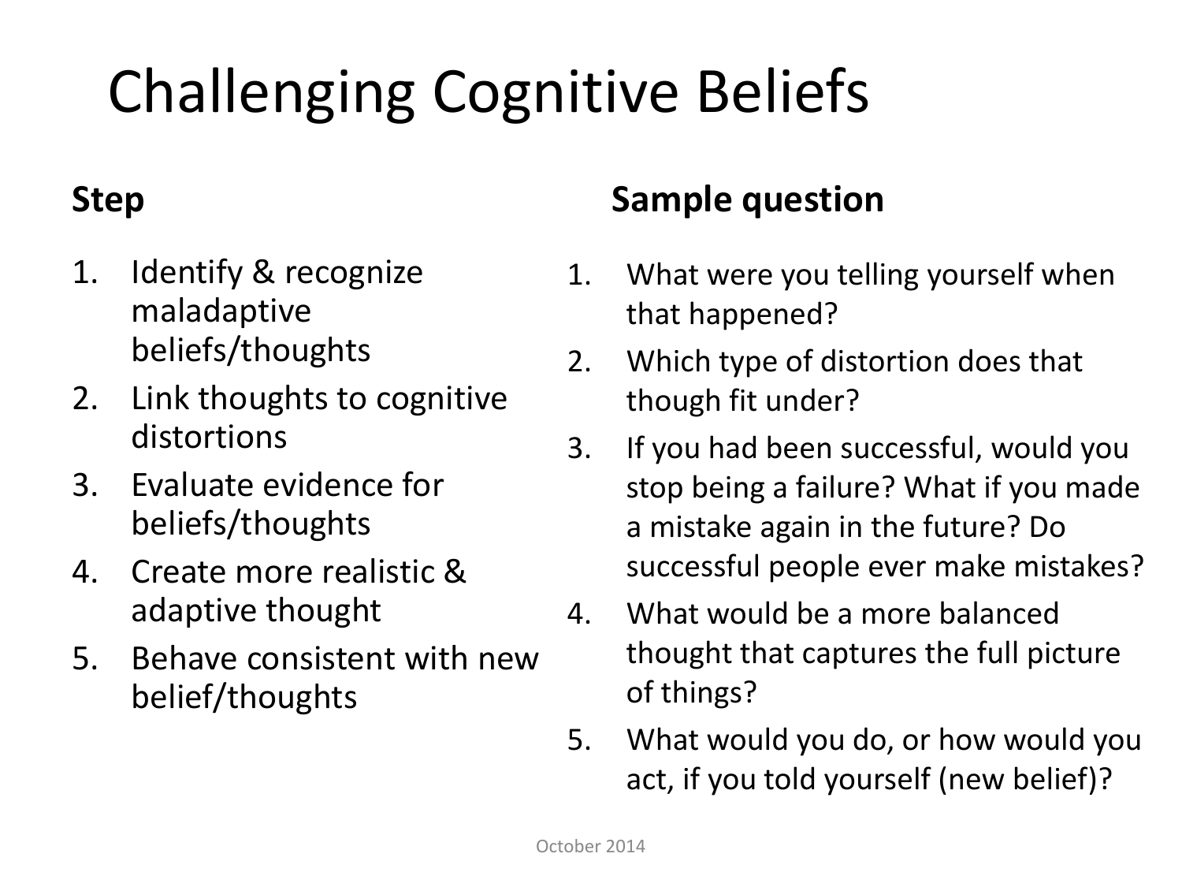# Challenging Cognitive Beliefs

| Step | Sample question |
|---|---|
| 1. Identify & recognize maladaptive beliefs/thoughts | 1. What were you telling yourself when that happened? |
| 2. Link thoughts to cognitive distortions | 2. Which type of distortion does that though fit under? |
| 3. Evaluate evidence for beliefs/thoughts | 3. If you had been successful, would you stop being a failure? What if you made a mistake again in the future? Do successful people ever make mistakes? |
| 4. Create more realistic & adaptive thought | 4. What would be a more balanced thought that captures the full picture of things? |
| 5. Behave consistent with new belief/thoughts | 5. What would you do, or how would you act, if you told yourself (new belief)? |

October 2014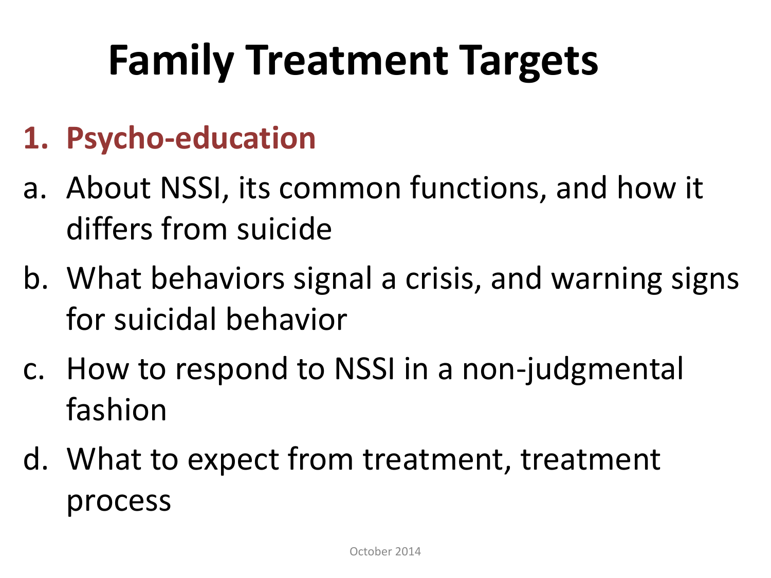# Family Treatment Targets

1. **Psycho-education**

a. About NSSI, its common functions, and how it differs from suicide

b. What behaviors signal a crisis, and warning signs for suicidal behavior

c. How to respond to NSSI in a non-judgmental fashion

d. What to expect from treatment, treatment process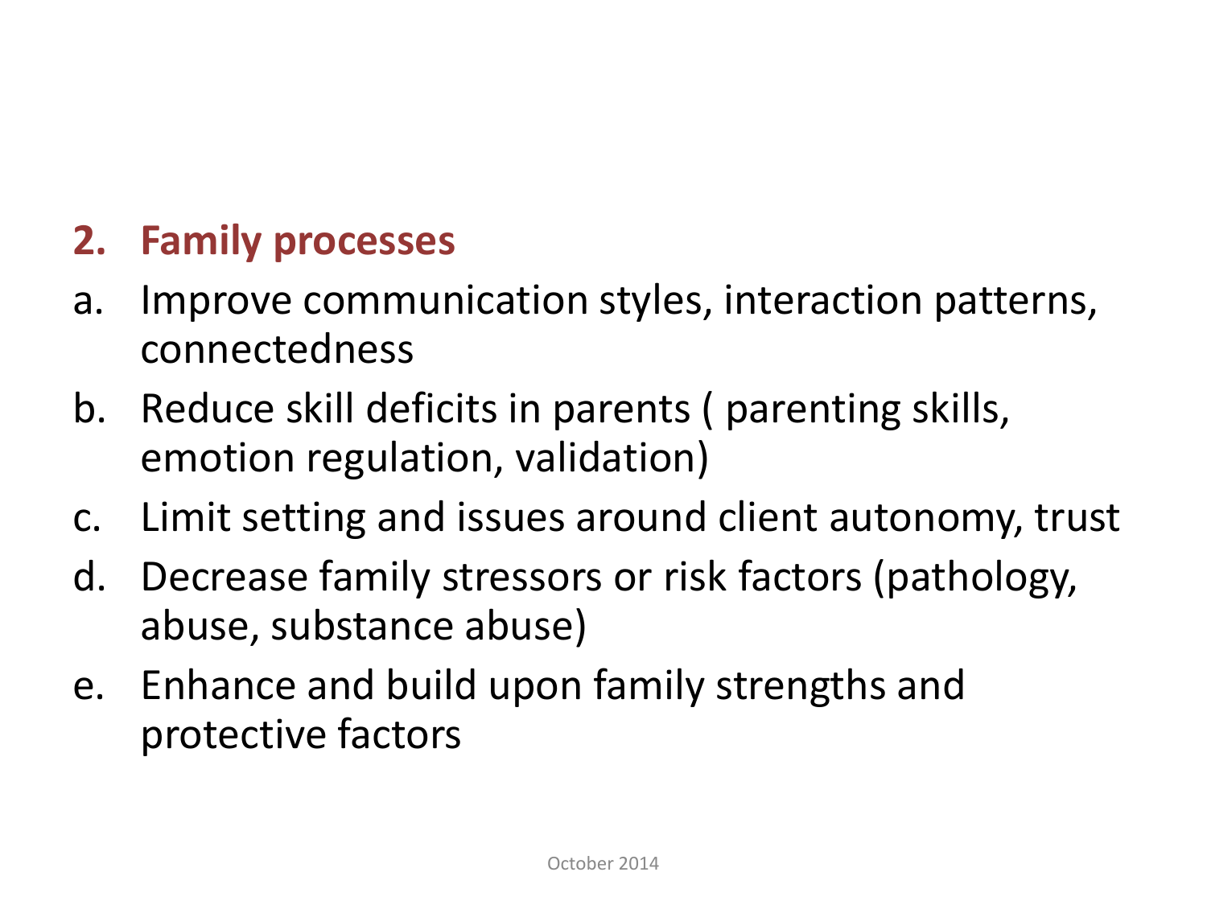## 2. Family processes

a. Improve communication styles, interaction patterns, connectedness
b. Reduce skill deficits in parents ( parenting skills, emotion regulation, validation)
c. Limit setting and issues around client autonomy, trust
d. Decrease family stressors or risk factors (pathology, abuse, substance abuse)
e. Enhance and build upon family strengths and protective factors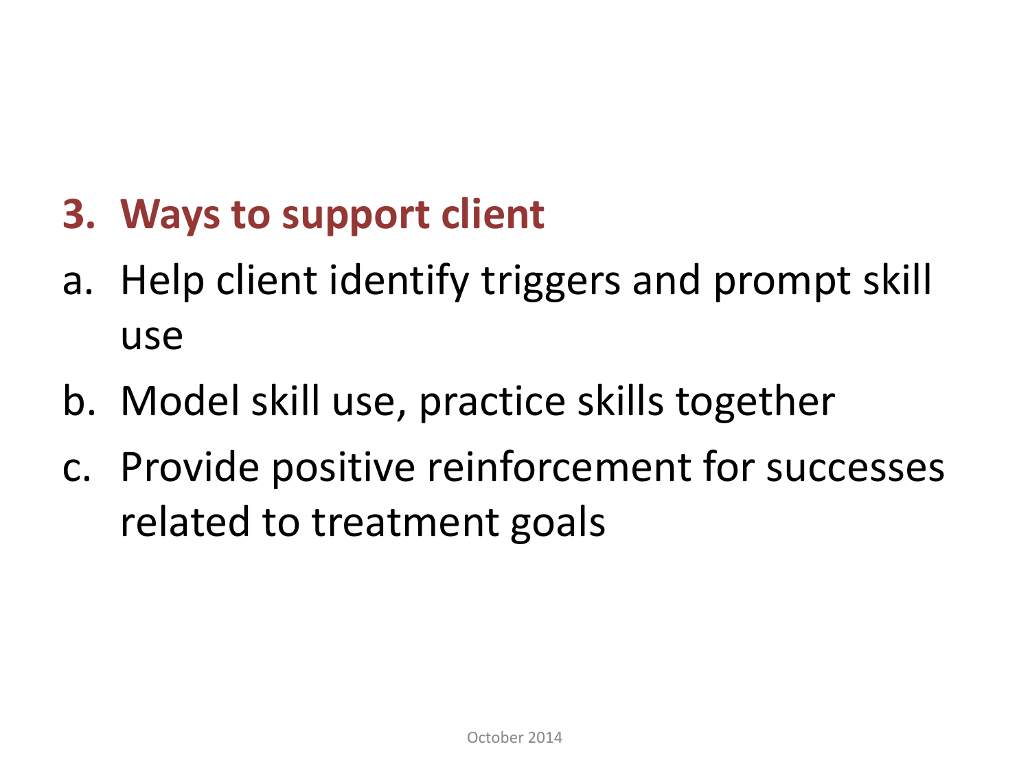**3. Ways to support client**

a. Help client identify triggers and prompt skill use

b. Model skill use, practice skills together

c. Provide positive reinforcement for successes related to treatment goals